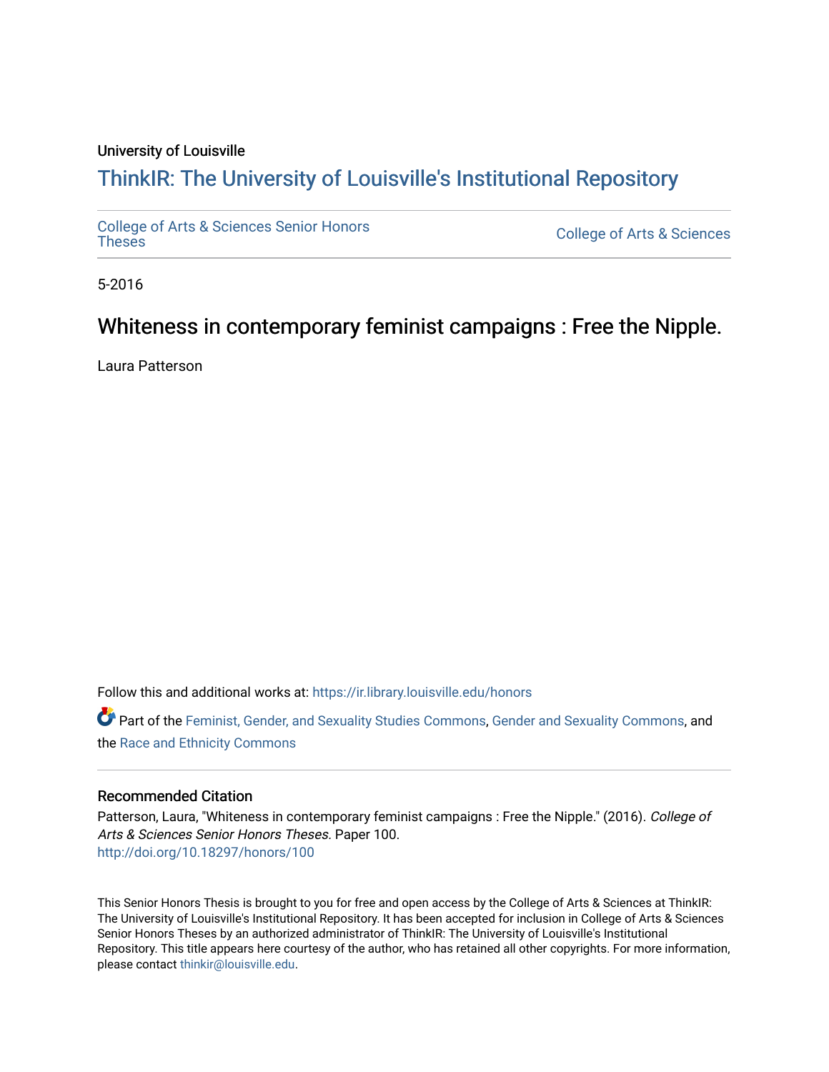University of Louisville

# ThinkIR: The University of Louisville's Institutional Repository

College of Arts & Sciences Senior Honors Theses

College of Arts & Sciences

5-2016

## Whiteness in contemporary feminist campaigns : Free the Nipple.

Laura Patterson

Follow this and additional works at: https://ir.library.louisville.edu/honors

Part of the Feminist, Gender, and Sexuality Studies Commons, Gender and Sexuality Commons, and the Race and Ethnicity Commons

### Recommended Citation

Patterson, Laura, "Whiteness in contemporary feminist campaigns : Free the Nipple." (2016). *College of Arts & Sciences Senior Honors Theses.* Paper 100.
http://doi.org/10.18297/honors/100

This Senior Honors Thesis is brought to you for free and open access by the College of Arts & Sciences at ThinkIR: The University of Louisville's Institutional Repository. It has been accepted for inclusion in College of Arts & Sciences Senior Honors Theses by an authorized administrator of ThinkIR: The University of Louisville's Institutional Repository. This title appears here courtesy of the author, who has retained all other copyrights. For more information, please contact thinkir@louisville.edu.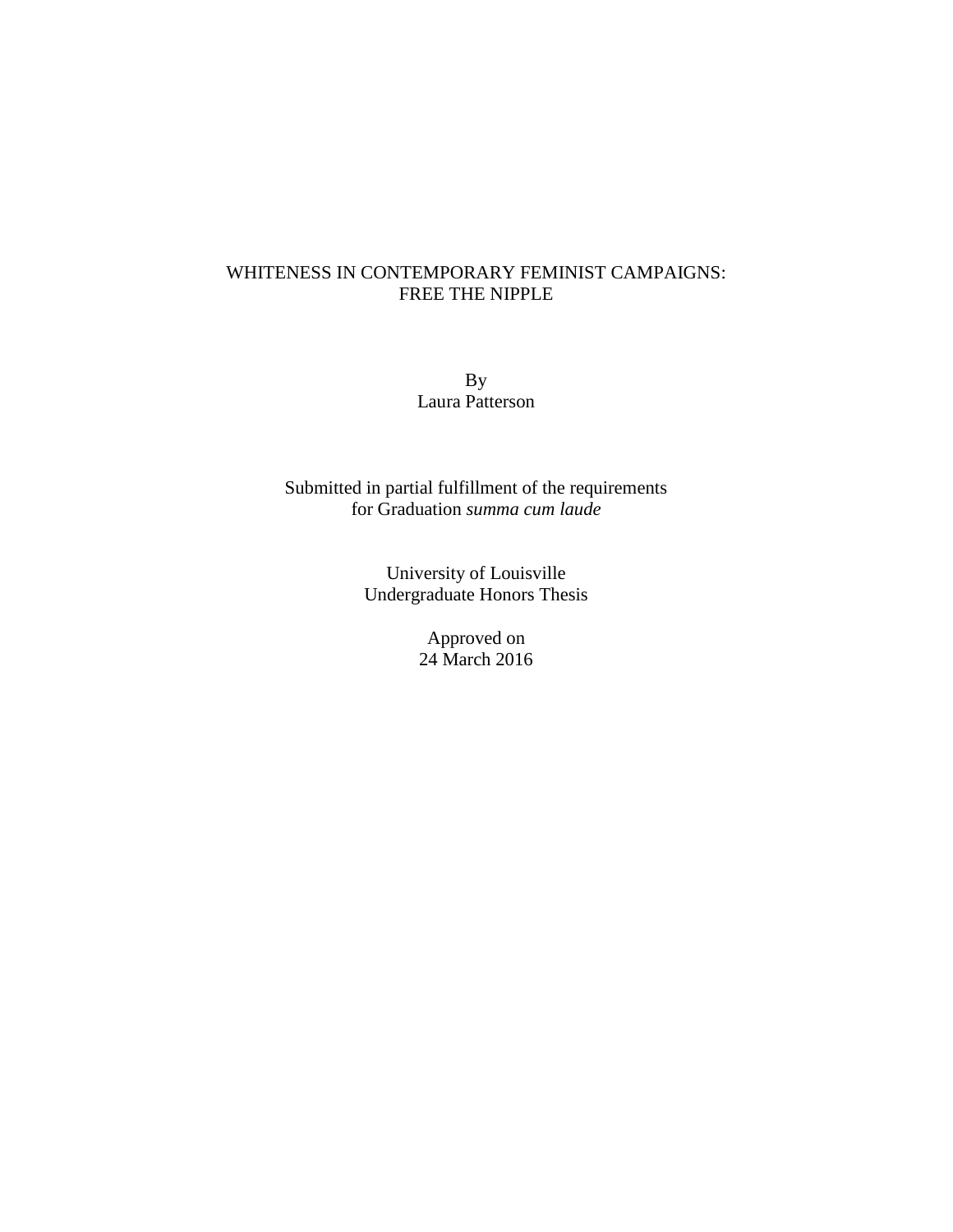# WHITENESS IN CONTEMPORARY FEMINIST CAMPAIGNS: FREE THE NIPPLE

By

Laura Patterson

Submitted in partial fulfillment of the requirements
for Graduation *summa cum laude*

University of Louisville
Undergraduate Honors Thesis

Approved on
24 March 2016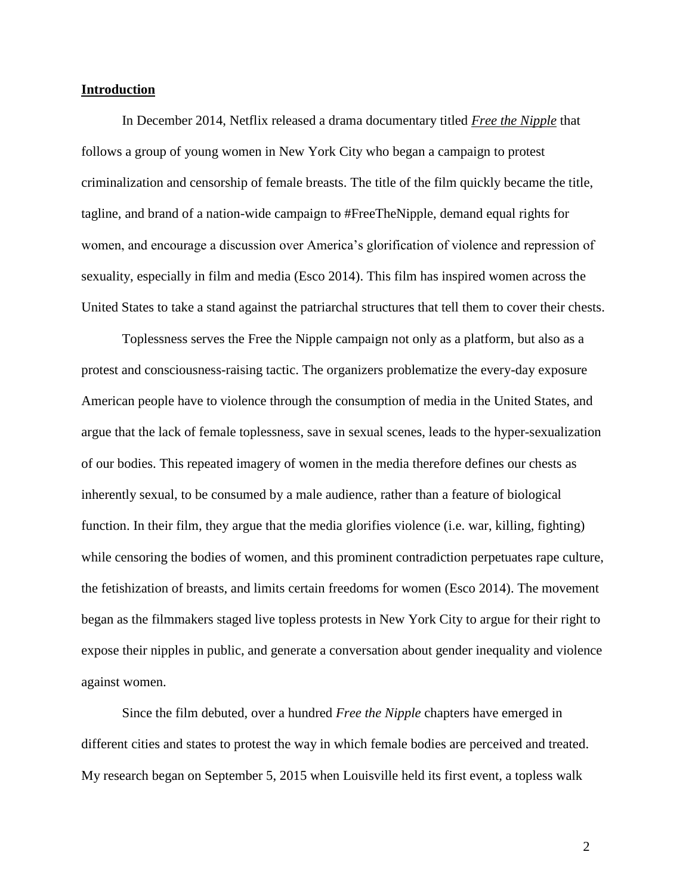## Introduction

In December 2014, Netflix released a drama documentary titled ***Free the Nipple*** that follows a group of young women in New York City who began a campaign to protest criminalization and censorship of female breasts. The title of the film quickly became the title, tagline, and brand of a nation-wide campaign to #FreeTheNipple, demand equal rights for women, and encourage a discussion over America's glorification of violence and repression of sexuality, especially in film and media (Esco 2014). This film has inspired women across the United States to take a stand against the patriarchal structures that tell them to cover their chests.

Toplessness serves the Free the Nipple campaign not only as a platform, but also as a protest and consciousness-raising tactic. The organizers problematize the every-day exposure American people have to violence through the consumption of media in the United States, and argue that the lack of female toplessness, save in sexual scenes, leads to the hyper-sexualization of our bodies. This repeated imagery of women in the media therefore defines our chests as inherently sexual, to be consumed by a male audience, rather than a feature of biological function. In their film, they argue that the media glorifies violence (i.e. war, killing, fighting) while censoring the bodies of women, and this prominent contradiction perpetuates rape culture, the fetishization of breasts, and limits certain freedoms for women (Esco 2014). The movement began as the filmmakers staged live topless protests in New York City to argue for their right to expose their nipples in public, and generate a conversation about gender inequality and violence against women.

Since the film debuted, over a hundred *Free the Nipple* chapters have emerged in different cities and states to protest the way in which female bodies are perceived and treated. My research began on September 5, 2015 when Louisville held its first event, a topless walk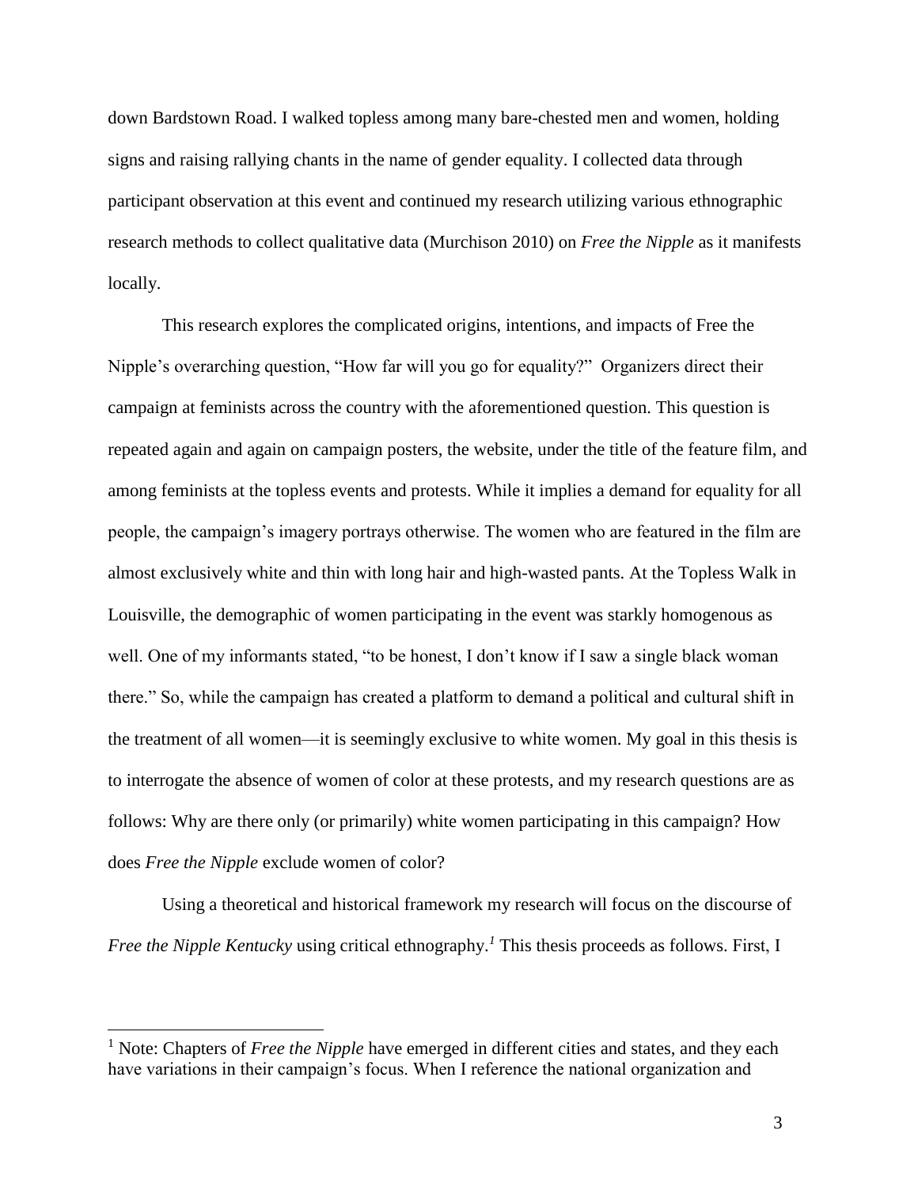down Bardstown Road. I walked topless among many bare-chested men and women, holding signs and raising rallying chants in the name of gender equality. I collected data through participant observation at this event and continued my research utilizing various ethnographic research methods to collect qualitative data (Murchison 2010) on *Free the Nipple* as it manifests locally.

This research explores the complicated origins, intentions, and impacts of Free the Nipple's overarching question, "How far will you go for equality?" Organizers direct their campaign at feminists across the country with the aforementioned question. This question is repeated again and again on campaign posters, the website, under the title of the feature film, and among feminists at the topless events and protests. While it implies a demand for equality for all people, the campaign's imagery portrays otherwise. The women who are featured in the film are almost exclusively white and thin with long hair and high-wasted pants. At the Topless Walk in Louisville, the demographic of women participating in the event was starkly homogenous as well. One of my informants stated, "to be honest, I don't know if I saw a single black woman there." So, while the campaign has created a platform to demand a political and cultural shift in the treatment of all women—it is seemingly exclusive to white women. My goal in this thesis is to interrogate the absence of women of color at these protests, and my research questions are as follows: Why are there only (or primarily) white women participating in this campaign? How does *Free the Nipple* exclude women of color?

Using a theoretical and historical framework my research will focus on the discourse of *Free the Nipple Kentucky* using critical ethnography.[1] This thesis proceeds as follows. First, I

[1] Note: Chapters of *Free the Nipple* have emerged in different cities and states, and they each have variations in their campaign's focus. When I reference the national organization and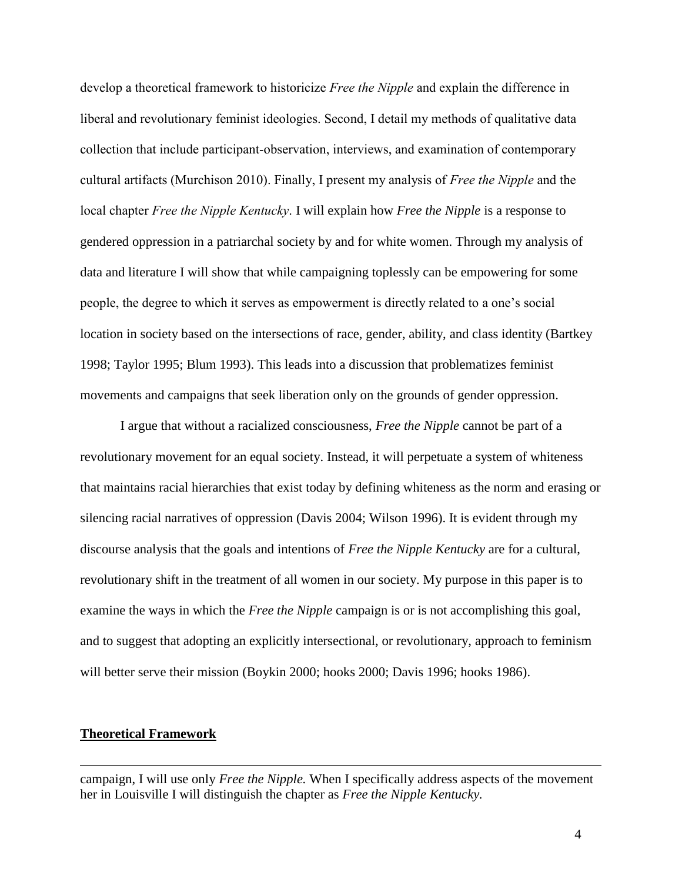develop a theoretical framework to historicize *Free the Nipple* and explain the difference in liberal and revolutionary feminist ideologies. Second, I detail my methods of qualitative data collection that include participant-observation, interviews, and examination of contemporary cultural artifacts (Murchison 2010). Finally, I present my analysis of *Free the Nipple* and the local chapter *Free the Nipple Kentucky*. I will explain how *Free the Nipple* is a response to gendered oppression in a patriarchal society by and for white women. Through my analysis of data and literature I will show that while campaigning toplessly can be empowering for some people, the degree to which it serves as empowerment is directly related to a one's social location in society based on the intersections of race, gender, ability, and class identity (Bartkey 1998; Taylor 1995; Blum 1993). This leads into a discussion that problematizes feminist movements and campaigns that seek liberation only on the grounds of gender oppression.

I argue that without a racialized consciousness, *Free the Nipple* cannot be part of a revolutionary movement for an equal society. Instead, it will perpetuate a system of whiteness that maintains racial hierarchies that exist today by defining whiteness as the norm and erasing or silencing racial narratives of oppression (Davis 2004; Wilson 1996). It is evident through my discourse analysis that the goals and intentions of *Free the Nipple Kentucky* are for a cultural, revolutionary shift in the treatment of all women in our society. My purpose in this paper is to examine the ways in which the *Free the Nipple* campaign is or is not accomplishing this goal, and to suggest that adopting an explicitly intersectional, or revolutionary, approach to feminism will better serve their mission (Boykin 2000; hooks 2000; Davis 1996; hooks 1986).

**Theoretical Framework**

---

campaign, I will use only *Free the Nipple.* When I specifically address aspects of the movement her in Louisville I will distinguish the chapter as *Free the Nipple Kentucky.*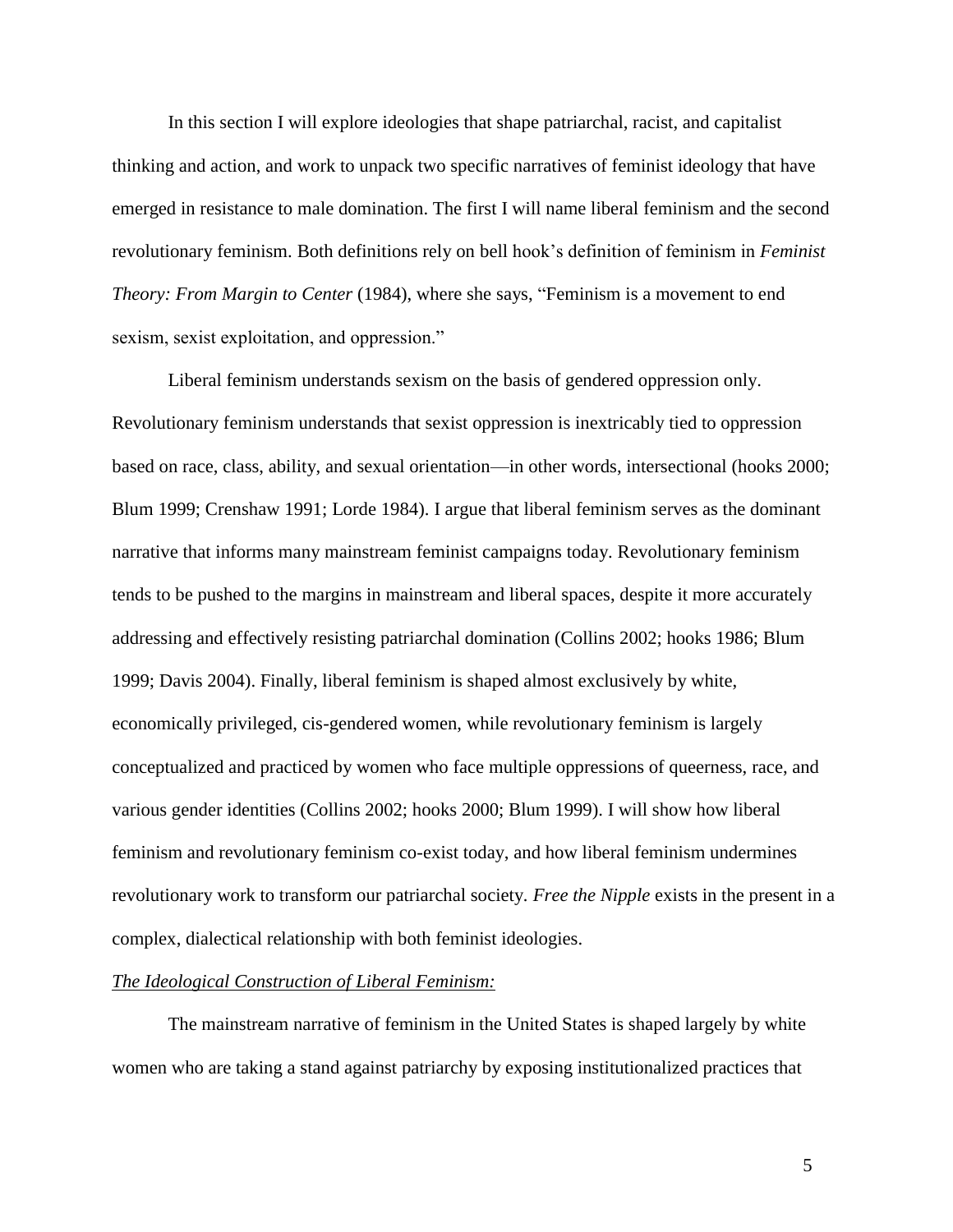In this section I will explore ideologies that shape patriarchal, racist, and capitalist thinking and action, and work to unpack two specific narratives of feminist ideology that have emerged in resistance to male domination. The first I will name liberal feminism and the second revolutionary feminism. Both definitions rely on bell hook's definition of feminism in *Feminist Theory: From Margin to Center* (1984), where she says, "Feminism is a movement to end sexism, sexist exploitation, and oppression."

Liberal feminism understands sexism on the basis of gendered oppression only. Revolutionary feminism understands that sexist oppression is inextricably tied to oppression based on race, class, ability, and sexual orientation—in other words, intersectional (hooks 2000; Blum 1999; Crenshaw 1991; Lorde 1984). I argue that liberal feminism serves as the dominant narrative that informs many mainstream feminist campaigns today. Revolutionary feminism tends to be pushed to the margins in mainstream and liberal spaces, despite it more accurately addressing and effectively resisting patriarchal domination (Collins 2002; hooks 1986; Blum 1999; Davis 2004). Finally, liberal feminism is shaped almost exclusively by white, economically privileged, cis-gendered women, while revolutionary feminism is largely conceptualized and practiced by women who face multiple oppressions of queerness, race, and various gender identities (Collins 2002; hooks 2000; Blum 1999). I will show how liberal feminism and revolutionary feminism co-exist today, and how liberal feminism undermines revolutionary work to transform our patriarchal society. *Free the Nipple* exists in the present in a complex, dialectical relationship with both feminist ideologies.

*The Ideological Construction of Liberal Feminism:*

The mainstream narrative of feminism in the United States is shaped largely by white women who are taking a stand against patriarchy by exposing institutionalized practices that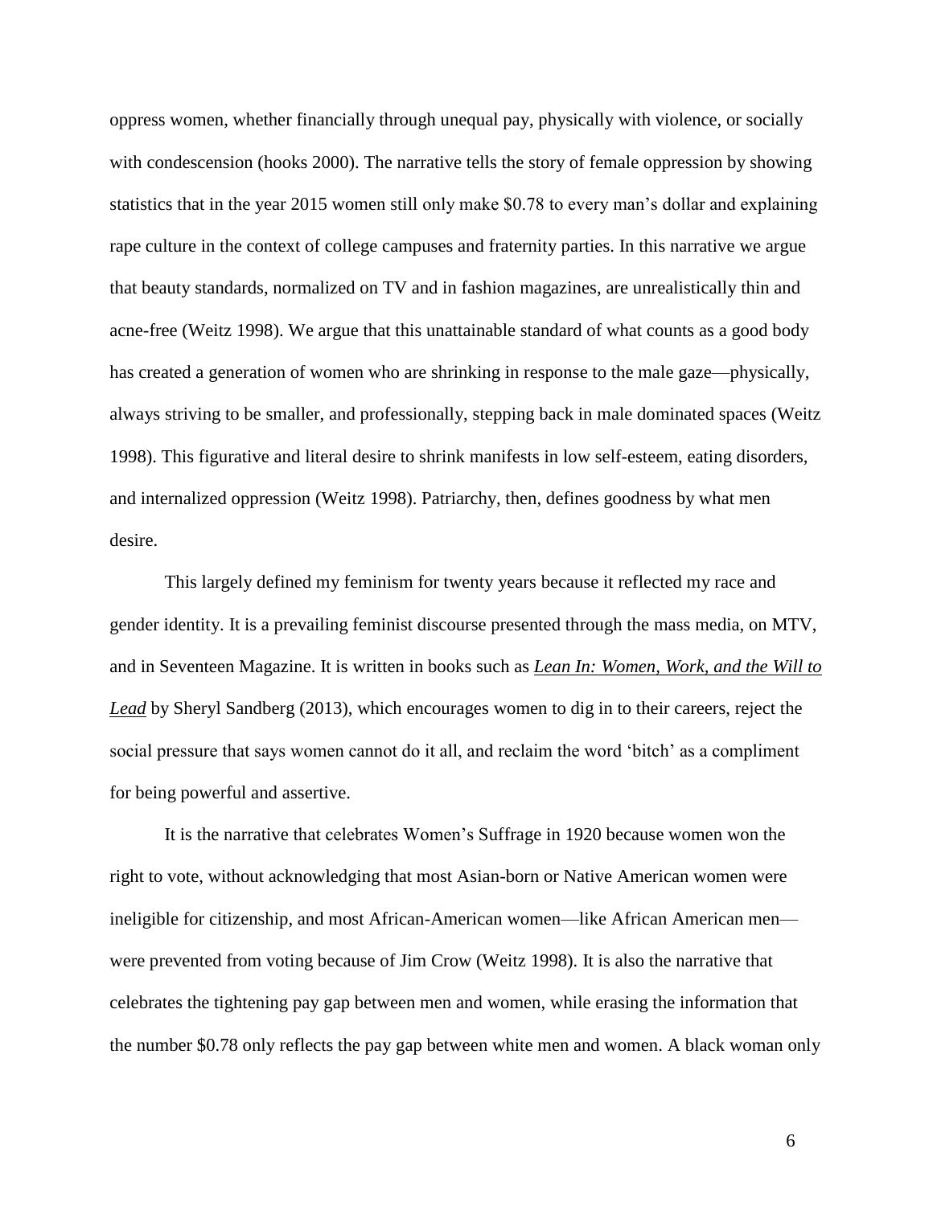oppress women, whether financially through unequal pay, physically with violence, or socially with condescension (hooks 2000). The narrative tells the story of female oppression by showing statistics that in the year 2015 women still only make $0.78 to every man's dollar and explaining rape culture in the context of college campuses and fraternity parties. In this narrative we argue that beauty standards, normalized on TV and in fashion magazines, are unrealistically thin and acne-free (Weitz 1998). We argue that this unattainable standard of what counts as a good body has created a generation of women who are shrinking in response to the male gaze—physically, always striving to be smaller, and professionally, stepping back in male dominated spaces (Weitz 1998). This figurative and literal desire to shrink manifests in low self-esteem, eating disorders, and internalized oppression (Weitz 1998). Patriarchy, then, defines goodness by what men desire.

This largely defined my feminism for twenty years because it reflected my race and gender identity. It is a prevailing feminist discourse presented through the mass media, on MTV, and in Seventeen Magazine. It is written in books such as <u>*Lean In: Women, Work, and the Will to Lead*</u> by Sheryl Sandberg (2013), which encourages women to dig in to their careers, reject the social pressure that says women cannot do it all, and reclaim the word 'bitch' as a compliment for being powerful and assertive.

It is the narrative that celebrates Women's Suffrage in 1920 because women won the right to vote, without acknowledging that most Asian-born or Native American women were ineligible for citizenship, and most African-American women—like African American men—were prevented from voting because of Jim Crow (Weitz 1998). It is also the narrative that celebrates the tightening pay gap between men and women, while erasing the information that the number $0.78 only reflects the pay gap between white men and women. A black woman only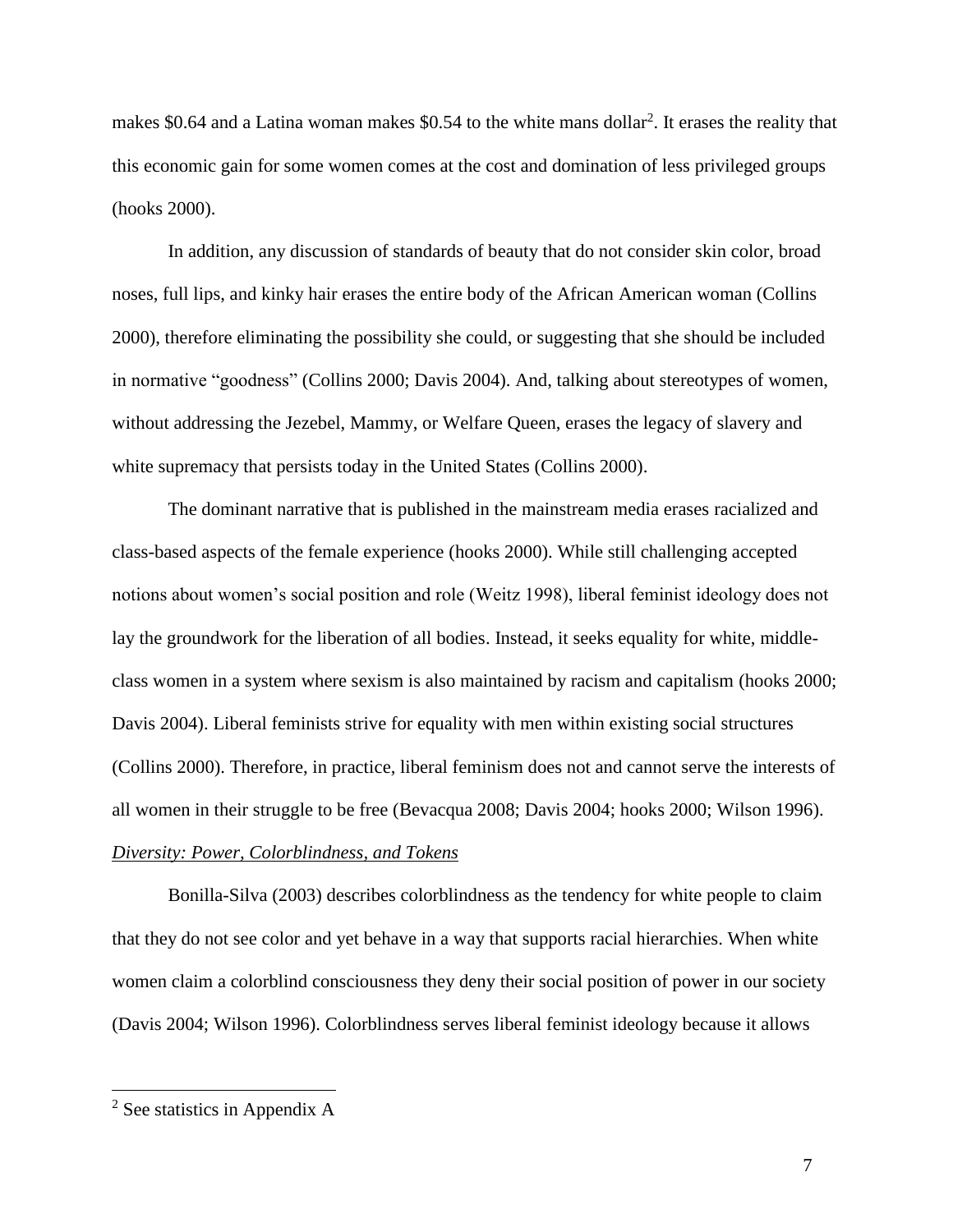makes $0.64 and a Latina woman makes $0.54 to the white mans dollar[2]. It erases the reality that this economic gain for some women comes at the cost and domination of less privileged groups (hooks 2000).

In addition, any discussion of standards of beauty that do not consider skin color, broad noses, full lips, and kinky hair erases the entire body of the African American woman (Collins 2000), therefore eliminating the possibility she could, or suggesting that she should be included in normative "goodness" (Collins 2000; Davis 2004). And, talking about stereotypes of women, without addressing the Jezebel, Mammy, or Welfare Queen, erases the legacy of slavery and white supremacy that persists today in the United States (Collins 2000).

The dominant narrative that is published in the mainstream media erases racialized and class-based aspects of the female experience (hooks 2000). While still challenging accepted notions about women's social position and role (Weitz 1998), liberal feminist ideology does not lay the groundwork for the liberation of all bodies. Instead, it seeks equality for white, middle-class women in a system where sexism is also maintained by racism and capitalism (hooks 2000; Davis 2004). Liberal feminists strive for equality with men within existing social structures (Collins 2000). Therefore, in practice, liberal feminism does not and cannot serve the interests of all women in their struggle to be free (Bevacqua 2008; Davis 2004; hooks 2000; Wilson 1996).

*Diversity: Power, Colorblindness, and Tokens*

Bonilla-Silva (2003) describes colorblindness as the tendency for white people to claim that they do not see color and yet behave in a way that supports racial hierarchies. When white women claim a colorblind consciousness they deny their social position of power in our society (Davis 2004; Wilson 1996). Colorblindness serves liberal feminist ideology because it allows

[2] See statistics in Appendix A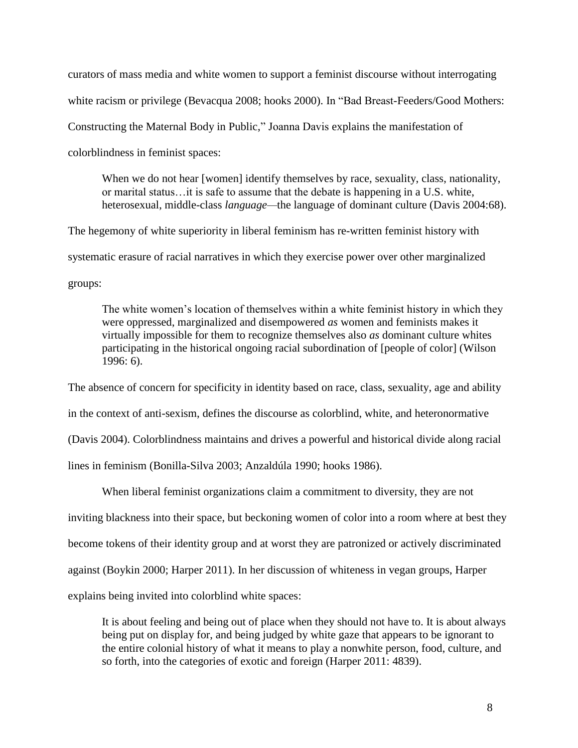curators of mass media and white women to support a feminist discourse without interrogating white racism or privilege (Bevacqua 2008; hooks 2000). In "Bad Breast-Feeders/Good Mothers: Constructing the Maternal Body in Public," Joanna Davis explains the manifestation of colorblindness in feminist spaces:

> When we do not hear [women] identify themselves by race, sexuality, class, nationality, or marital status…it is safe to assume that the debate is happening in a U.S. white, heterosexual, middle-class *language*—the language of dominant culture (Davis 2004:68).

The hegemony of white superiority in liberal feminism has re-written feminist history with systematic erasure of racial narratives in which they exercise power over other marginalized groups:

> The white women's location of themselves within a white feminist history in which they were oppressed, marginalized and disempowered *as* women and feminists makes it virtually impossible for them to recognize themselves also *as* dominant culture whites participating in the historical ongoing racial subordination of [people of color] (Wilson 1996: 6).

The absence of concern for specificity in identity based on race, class, sexuality, age and ability in the context of anti-sexism, defines the discourse as colorblind, white, and heteronormative (Davis 2004). Colorblindness maintains and drives a powerful and historical divide along racial lines in feminism (Bonilla-Silva 2003; Anzaldúla 1990; hooks 1986).

When liberal feminist organizations claim a commitment to diversity, they are not inviting blackness into their space, but beckoning women of color into a room where at best they become tokens of their identity group and at worst they are patronized or actively discriminated against (Boykin 2000; Harper 2011). In her discussion of whiteness in vegan groups, Harper explains being invited into colorblind white spaces:

> It is about feeling and being out of place when they should not have to. It is about always being put on display for, and being judged by white gaze that appears to be ignorant to the entire colonial history of what it means to play a nonwhite person, food, culture, and so forth, into the categories of exotic and foreign (Harper 2011: 4839).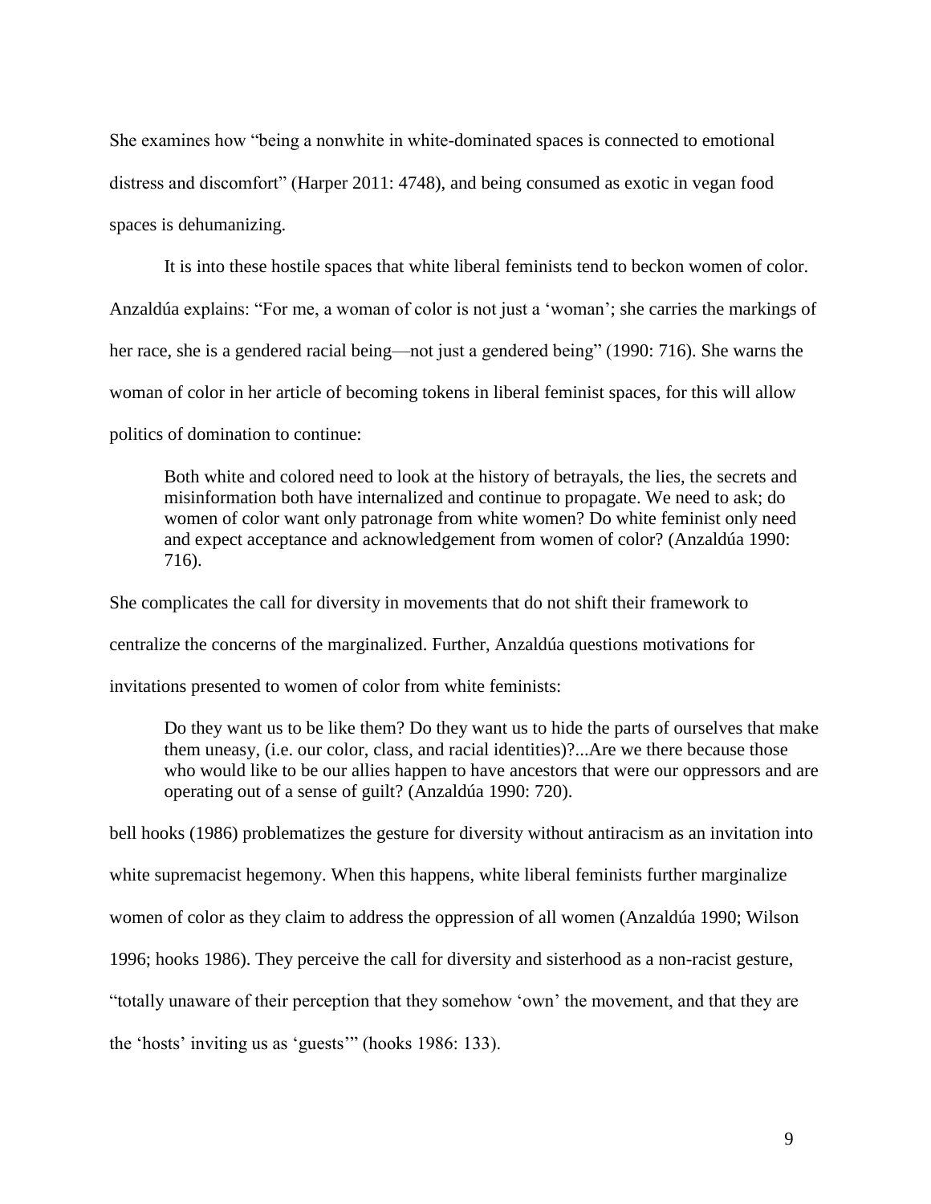She examines how "being a nonwhite in white-dominated spaces is connected to emotional distress and discomfort" (Harper 2011: 4748), and being consumed as exotic in vegan food spaces is dehumanizing.

It is into these hostile spaces that white liberal feminists tend to beckon women of color. Anzaldúa explains: "For me, a woman of color is not just a 'woman'; she carries the markings of her race, she is a gendered racial being—not just a gendered being" (1990: 716). She warns the woman of color in her article of becoming tokens in liberal feminist spaces, for this will allow politics of domination to continue:

> Both white and colored need to look at the history of betrayals, the lies, the secrets and misinformation both have internalized and continue to propagate. We need to ask; do women of color want only patronage from white women? Do white feminist only need and expect acceptance and acknowledgement from women of color? (Anzaldúa 1990: 716).

She complicates the call for diversity in movements that do not shift their framework to centralize the concerns of the marginalized. Further, Anzaldúa questions motivations for invitations presented to women of color from white feminists:

> Do they want us to be like them? Do they want us to hide the parts of ourselves that make them uneasy, (i.e. our color, class, and racial identities)?...Are we there because those who would like to be our allies happen to have ancestors that were our oppressors and are operating out of a sense of guilt? (Anzaldúa 1990: 720).

bell hooks (1986) problematizes the gesture for diversity without antiracism as an invitation into white supremacist hegemony. When this happens, white liberal feminists further marginalize women of color as they claim to address the oppression of all women (Anzaldúa 1990; Wilson 1996; hooks 1986). They perceive the call for diversity and sisterhood as a non-racist gesture, "totally unaware of their perception that they somehow 'own' the movement, and that they are the 'hosts' inviting us as 'guests'" (hooks 1986: 133).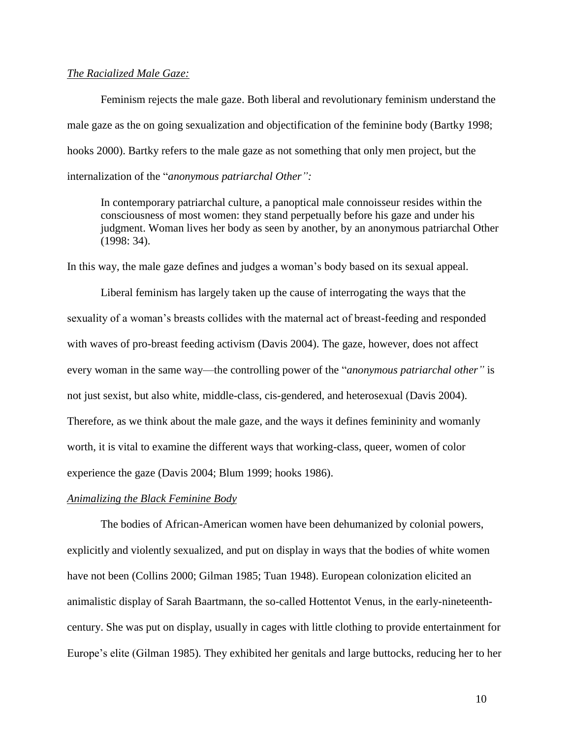*The Racialized Male Gaze:*

Feminism rejects the male gaze. Both liberal and revolutionary feminism understand the male gaze as the on going sexualization and objectification of the feminine body (Bartky 1998; hooks 2000). Bartky refers to the male gaze as not something that only men project, but the internalization of the "*anonymous patriarchal Other":*

> In contemporary patriarchal culture, a panoptical male connoisseur resides within the consciousness of most women: they stand perpetually before his gaze and under his judgment. Woman lives her body as seen by another, by an anonymous patriarchal Other (1998: 34).

In this way, the male gaze defines and judges a woman's body based on its sexual appeal.

Liberal feminism has largely taken up the cause of interrogating the ways that the sexuality of a woman's breasts collides with the maternal act of breast-feeding and responded with waves of pro-breast feeding activism (Davis 2004). The gaze, however, does not affect every woman in the same way—the controlling power of the "*anonymous patriarchal other"* is not just sexist, but also white, middle-class, cis-gendered, and heterosexual (Davis 2004). Therefore, as we think about the male gaze, and the ways it defines femininity and womanly worth, it is vital to examine the different ways that working-class, queer, women of color experience the gaze (Davis 2004; Blum 1999; hooks 1986).

*Animalizing the Black Feminine Body*

The bodies of African-American women have been dehumanized by colonial powers, explicitly and violently sexualized, and put on display in ways that the bodies of white women have not been (Collins 2000; Gilman 1985; Tuan 1948). European colonization elicited an animalistic display of Sarah Baartmann, the so-called Hottentot Venus, in the early-nineteenth-century. She was put on display, usually in cages with little clothing to provide entertainment for Europe's elite (Gilman 1985). They exhibited her genitals and large buttocks, reducing her to her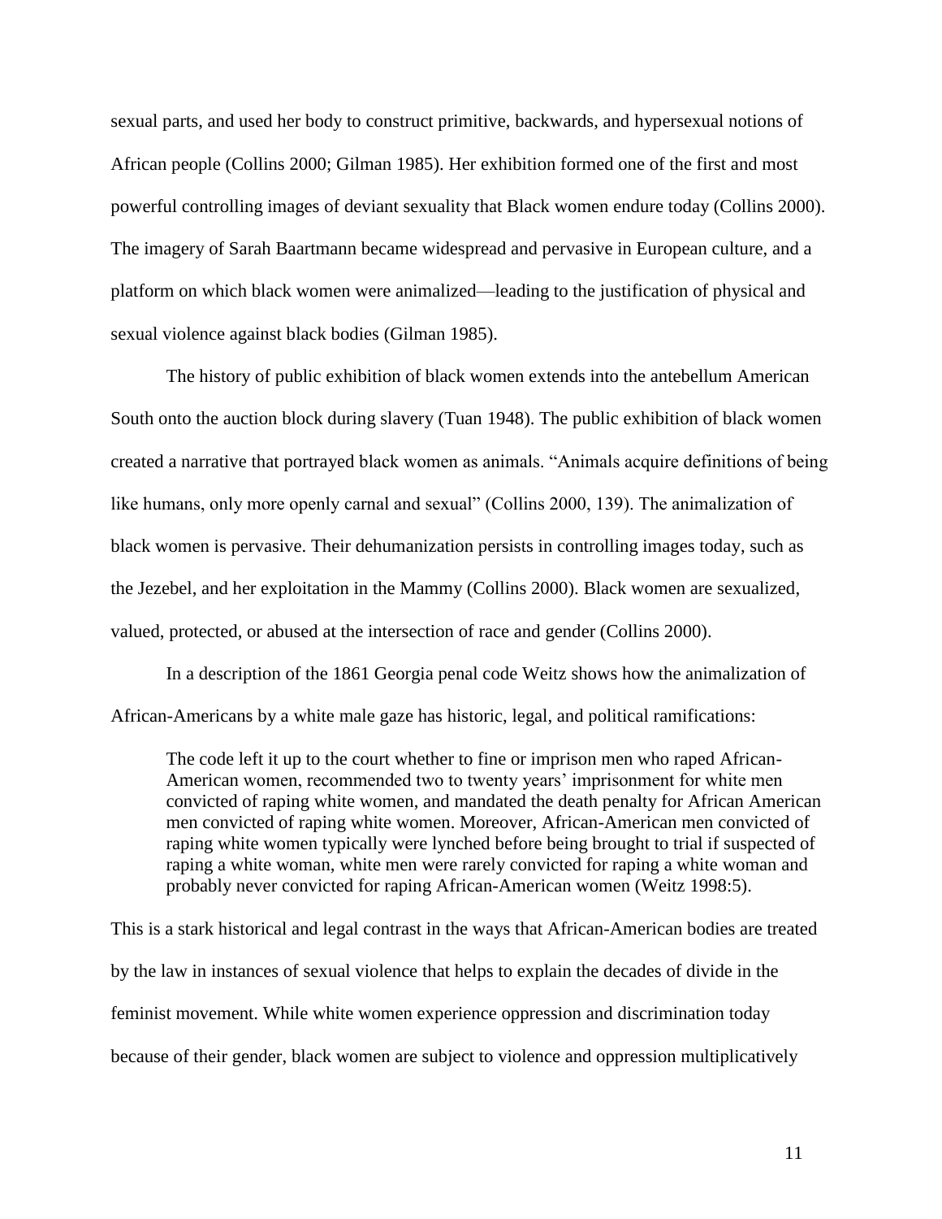sexual parts, and used her body to construct primitive, backwards, and hypersexual notions of African people (Collins 2000; Gilman 1985). Her exhibition formed one of the first and most powerful controlling images of deviant sexuality that Black women endure today (Collins 2000). The imagery of Sarah Baartmann became widespread and pervasive in European culture, and a platform on which black women were animalized—leading to the justification of physical and sexual violence against black bodies (Gilman 1985).

The history of public exhibition of black women extends into the antebellum American South onto the auction block during slavery (Tuan 1948). The public exhibition of black women created a narrative that portrayed black women as animals. "Animals acquire definitions of being like humans, only more openly carnal and sexual" (Collins 2000, 139). The animalization of black women is pervasive. Their dehumanization persists in controlling images today, such as the Jezebel, and her exploitation in the Mammy (Collins 2000). Black women are sexualized, valued, protected, or abused at the intersection of race and gender (Collins 2000).

In a description of the 1861 Georgia penal code Weitz shows how the animalization of African-Americans by a white male gaze has historic, legal, and political ramifications:

> The code left it up to the court whether to fine or imprison men who raped African-American women, recommended two to twenty years' imprisonment for white men convicted of raping white women, and mandated the death penalty for African American men convicted of raping white women. Moreover, African-American men convicted of raping white women typically were lynched before being brought to trial if suspected of raping a white woman, white men were rarely convicted for raping a white woman and probably never convicted for raping African-American women (Weitz 1998:5).

This is a stark historical and legal contrast in the ways that African-American bodies are treated by the law in instances of sexual violence that helps to explain the decades of divide in the feminist movement. While white women experience oppression and discrimination today because of their gender, black women are subject to violence and oppression multiplicatively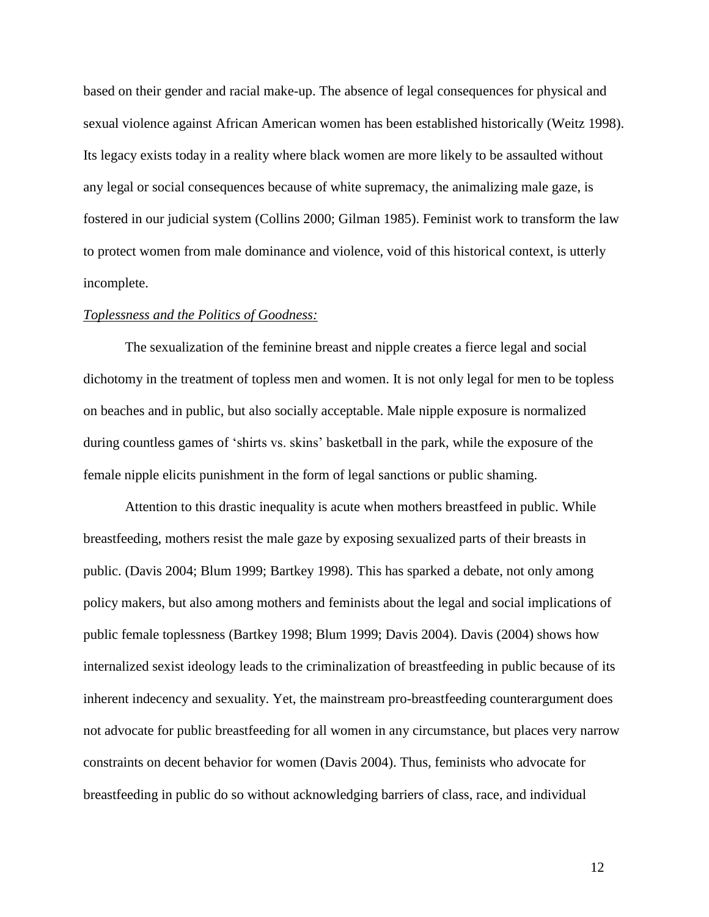based on their gender and racial make-up. The absence of legal consequences for physical and sexual violence against African American women has been established historically (Weitz 1998). Its legacy exists today in a reality where black women are more likely to be assaulted without any legal or social consequences because of white supremacy, the animalizing male gaze, is fostered in our judicial system (Collins 2000; Gilman 1985). Feminist work to transform the law to protect women from male dominance and violence, void of this historical context, is utterly incomplete.

*Toplessness and the Politics of Goodness:*

The sexualization of the feminine breast and nipple creates a fierce legal and social dichotomy in the treatment of topless men and women. It is not only legal for men to be topless on beaches and in public, but also socially acceptable. Male nipple exposure is normalized during countless games of 'shirts vs. skins' basketball in the park, while the exposure of the female nipple elicits punishment in the form of legal sanctions or public shaming.

Attention to this drastic inequality is acute when mothers breastfeed in public. While breastfeeding, mothers resist the male gaze by exposing sexualized parts of their breasts in public. (Davis 2004; Blum 1999; Bartkey 1998). This has sparked a debate, not only among policy makers, but also among mothers and feminists about the legal and social implications of public female toplessness (Bartkey 1998; Blum 1999; Davis 2004). Davis (2004) shows how internalized sexist ideology leads to the criminalization of breastfeeding in public because of its inherent indecency and sexuality. Yet, the mainstream pro-breastfeeding counterargument does not advocate for public breastfeeding for all women in any circumstance, but places very narrow constraints on decent behavior for women (Davis 2004). Thus, feminists who advocate for breastfeeding in public do so without acknowledging barriers of class, race, and individual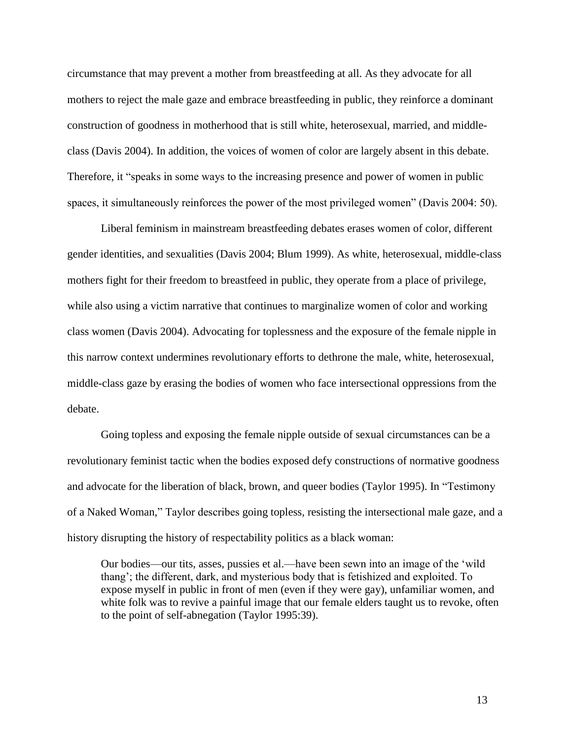circumstance that may prevent a mother from breastfeeding at all. As they advocate for all mothers to reject the male gaze and embrace breastfeeding in public, they reinforce a dominant construction of goodness in motherhood that is still white, heterosexual, married, and middle-class (Davis 2004). In addition, the voices of women of color are largely absent in this debate. Therefore, it "speaks in some ways to the increasing presence and power of women in public spaces, it simultaneously reinforces the power of the most privileged women" (Davis 2004: 50).

Liberal feminism in mainstream breastfeeding debates erases women of color, different gender identities, and sexualities (Davis 2004; Blum 1999). As white, heterosexual, middle-class mothers fight for their freedom to breastfeed in public, they operate from a place of privilege, while also using a victim narrative that continues to marginalize women of color and working class women (Davis 2004). Advocating for toplessness and the exposure of the female nipple in this narrow context undermines revolutionary efforts to dethrone the male, white, heterosexual, middle-class gaze by erasing the bodies of women who face intersectional oppressions from the debate.

Going topless and exposing the female nipple outside of sexual circumstances can be a revolutionary feminist tactic when the bodies exposed defy constructions of normative goodness and advocate for the liberation of black, brown, and queer bodies (Taylor 1995). In "Testimony of a Naked Woman," Taylor describes going topless, resisting the intersectional male gaze, and a history disrupting the history of respectability politics as a black woman:

> Our bodies—our tits, asses, pussies et al.—have been sewn into an image of the 'wild thang'; the different, dark, and mysterious body that is fetishized and exploited. To expose myself in public in front of men (even if they were gay), unfamiliar women, and white folk was to revive a painful image that our female elders taught us to revoke, often to the point of self-abnegation (Taylor 1995:39).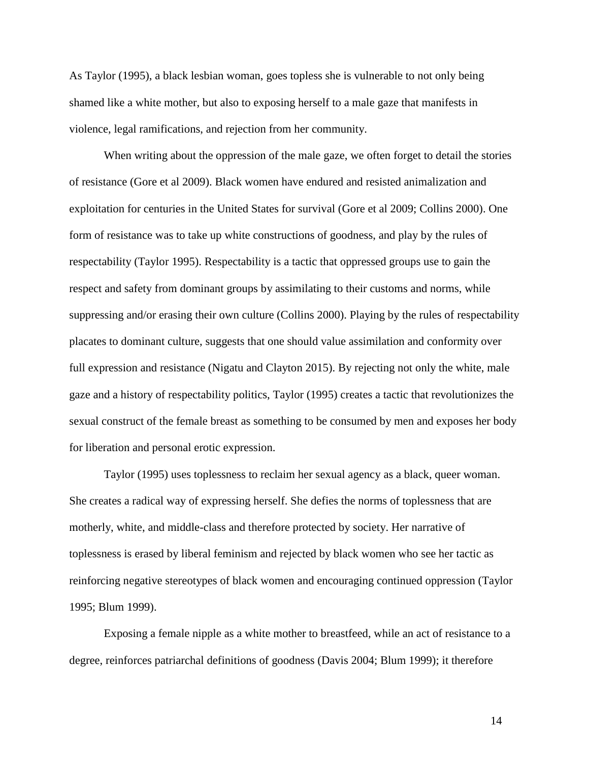As Taylor (1995), a black lesbian woman, goes topless she is vulnerable to not only being shamed like a white mother, but also to exposing herself to a male gaze that manifests in violence, legal ramifications, and rejection from her community.

When writing about the oppression of the male gaze, we often forget to detail the stories of resistance (Gore et al 2009). Black women have endured and resisted animalization and exploitation for centuries in the United States for survival (Gore et al 2009; Collins 2000). One form of resistance was to take up white constructions of goodness, and play by the rules of respectability (Taylor 1995). Respectability is a tactic that oppressed groups use to gain the respect and safety from dominant groups by assimilating to their customs and norms, while suppressing and/or erasing their own culture (Collins 2000). Playing by the rules of respectability placates to dominant culture, suggests that one should value assimilation and conformity over full expression and resistance (Nigatu and Clayton 2015). By rejecting not only the white, male gaze and a history of respectability politics, Taylor (1995) creates a tactic that revolutionizes the sexual construct of the female breast as something to be consumed by men and exposes her body for liberation and personal erotic expression.

Taylor (1995) uses toplessness to reclaim her sexual agency as a black, queer woman. She creates a radical way of expressing herself. She defies the norms of toplessness that are motherly, white, and middle-class and therefore protected by society. Her narrative of toplessness is erased by liberal feminism and rejected by black women who see her tactic as reinforcing negative stereotypes of black women and encouraging continued oppression (Taylor 1995; Blum 1999).

Exposing a female nipple as a white mother to breastfeed, while an act of resistance to a degree, reinforces patriarchal definitions of goodness (Davis 2004; Blum 1999); it therefore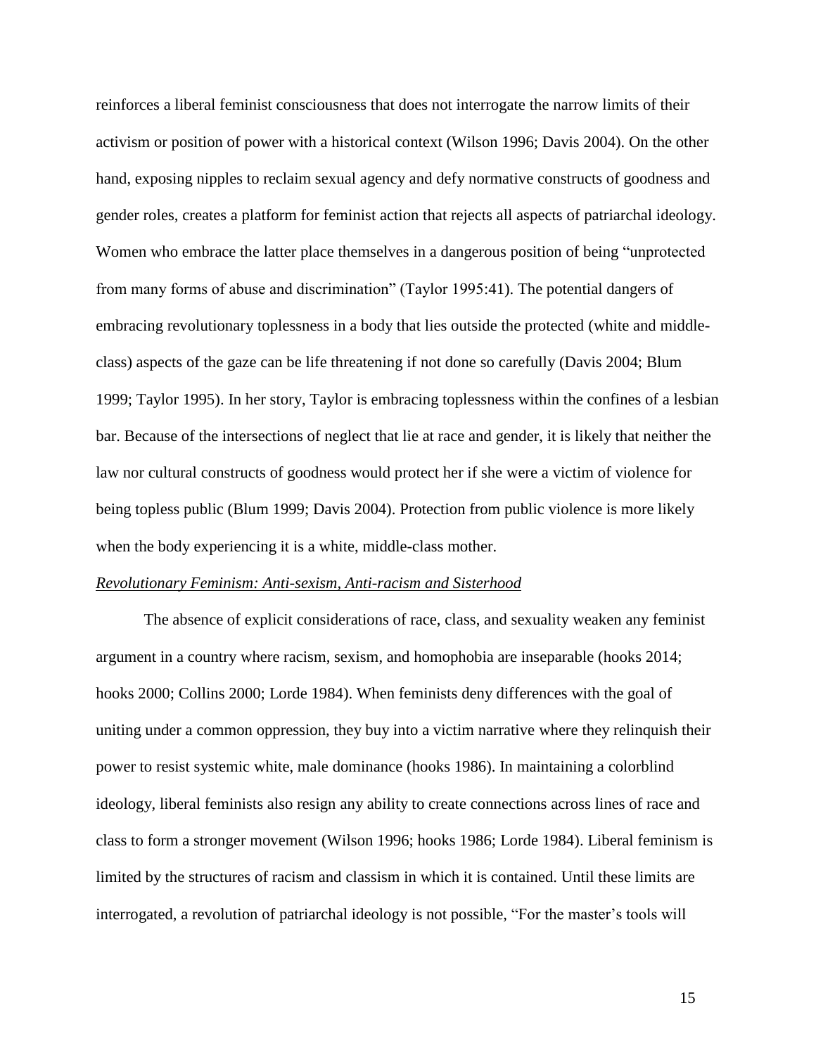reinforces a liberal feminist consciousness that does not interrogate the narrow limits of their activism or position of power with a historical context (Wilson 1996; Davis 2004). On the other hand, exposing nipples to reclaim sexual agency and defy normative constructs of goodness and gender roles, creates a platform for feminist action that rejects all aspects of patriarchal ideology. Women who embrace the latter place themselves in a dangerous position of being "unprotected from many forms of abuse and discrimination" (Taylor 1995:41). The potential dangers of embracing revolutionary toplessness in a body that lies outside the protected (white and middle-class) aspects of the gaze can be life threatening if not done so carefully (Davis 2004; Blum 1999; Taylor 1995). In her story, Taylor is embracing toplessness within the confines of a lesbian bar. Because of the intersections of neglect that lie at race and gender, it is likely that neither the law nor cultural constructs of goodness would protect her if she were a victim of violence for being topless public (Blum 1999; Davis 2004). Protection from public violence is more likely when the body experiencing it is a white, middle-class mother.

*Revolutionary Feminism: Anti-sexism, Anti-racism and Sisterhood*

The absence of explicit considerations of race, class, and sexuality weaken any feminist argument in a country where racism, sexism, and homophobia are inseparable (hooks 2014; hooks 2000; Collins 2000; Lorde 1984). When feminists deny differences with the goal of uniting under a common oppression, they buy into a victim narrative where they relinquish their power to resist systemic white, male dominance (hooks 1986). In maintaining a colorblind ideology, liberal feminists also resign any ability to create connections across lines of race and class to form a stronger movement (Wilson 1996; hooks 1986; Lorde 1984). Liberal feminism is limited by the structures of racism and classism in which it is contained. Until these limits are interrogated, a revolution of patriarchal ideology is not possible, "For the master's tools will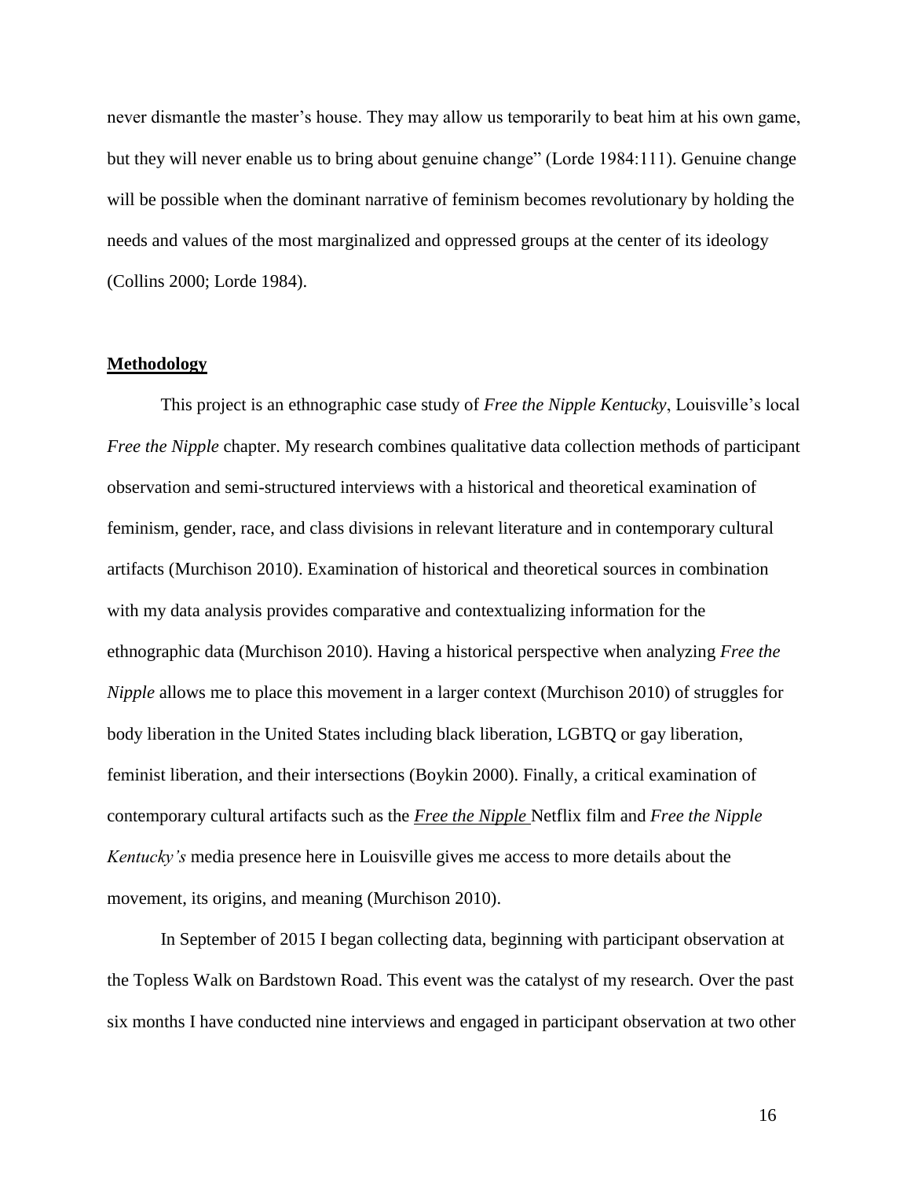never dismantle the master's house. They may allow us temporarily to beat him at his own game, but they will never enable us to bring about genuine change" (Lorde 1984:111). Genuine change will be possible when the dominant narrative of feminism becomes revolutionary by holding the needs and values of the most marginalized and oppressed groups at the center of its ideology (Collins 2000; Lorde 1984).

## Methodology

This project is an ethnographic case study of *Free the Nipple Kentucky*, Louisville's local *Free the Nipple* chapter. My research combines qualitative data collection methods of participant observation and semi-structured interviews with a historical and theoretical examination of feminism, gender, race, and class divisions in relevant literature and in contemporary cultural artifacts (Murchison 2010). Examination of historical and theoretical sources in combination with my data analysis provides comparative and contextualizing information for the ethnographic data (Murchison 2010). Having a historical perspective when analyzing *Free the Nipple* allows me to place this movement in a larger context (Murchison 2010) of struggles for body liberation in the United States including black liberation, LGBTQ or gay liberation, feminist liberation, and their intersections (Boykin 2000). Finally, a critical examination of contemporary cultural artifacts such as the *Free the Nipple* Netflix film and *Free the Nipple Kentucky's* media presence here in Louisville gives me access to more details about the movement, its origins, and meaning (Murchison 2010).

In September of 2015 I began collecting data, beginning with participant observation at the Topless Walk on Bardstown Road. This event was the catalyst of my research. Over the past six months I have conducted nine interviews and engaged in participant observation at two other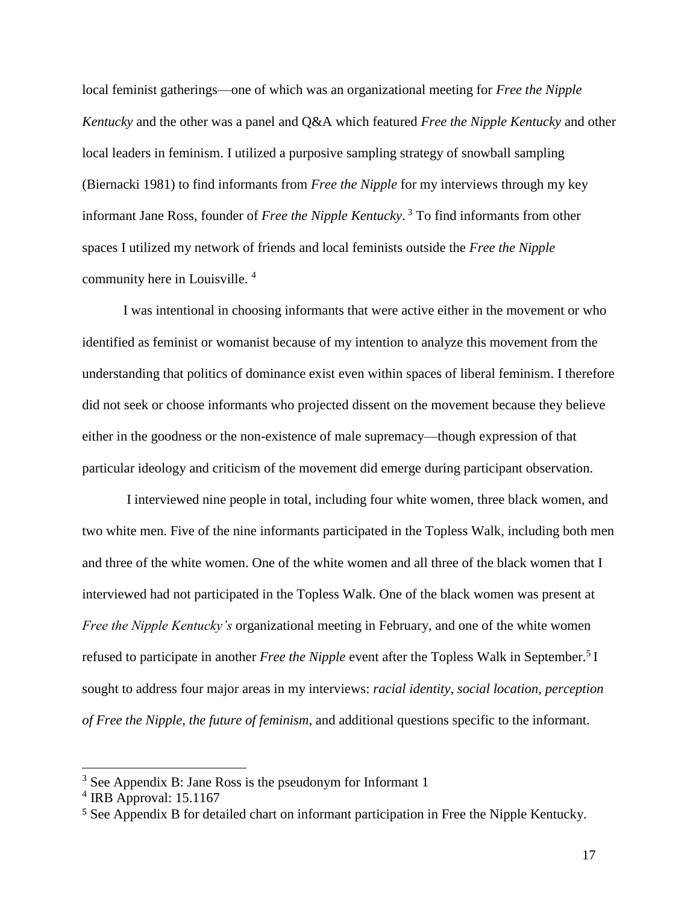local feminist gatherings—one of which was an organizational meeting for *Free the Nipple Kentucky* and the other was a panel and Q&A which featured *Free the Nipple Kentucky* and other local leaders in feminism. I utilized a purposive sampling strategy of snowball sampling (Biernacki 1981) to find informants from *Free the Nipple* for my interviews through my key informant Jane Ross, founder of *Free the Nipple Kentucky*. [3] To find informants from other spaces I utilized my network of friends and local feminists outside the *Free the Nipple* community here in Louisville. [4]

I was intentional in choosing informants that were active either in the movement or who identified as feminist or womanist because of my intention to analyze this movement from the understanding that politics of dominance exist even within spaces of liberal feminism. I therefore did not seek or choose informants who projected dissent on the movement because they believe either in the goodness or the non-existence of male supremacy—though expression of that particular ideology and criticism of the movement did emerge during participant observation.

I interviewed nine people in total, including four white women, three black women, and two white men. Five of the nine informants participated in the Topless Walk, including both men and three of the white women. One of the white women and all three of the black women that I interviewed had not participated in the Topless Walk. One of the black women was present at *Free the Nipple Kentucky's* organizational meeting in February, and one of the white women refused to participate in another *Free the Nipple* event after the Topless Walk in September.[5] I sought to address four major areas in my interviews: *racial identity, social location, perception of Free the Nipple, the future of feminism*, and additional questions specific to the informant.

[3] See Appendix B: Jane Ross is the pseudonym for Informant 1

[4] IRB Approval: 15.1167

[5] See Appendix B for detailed chart on informant participation in Free the Nipple Kentucky.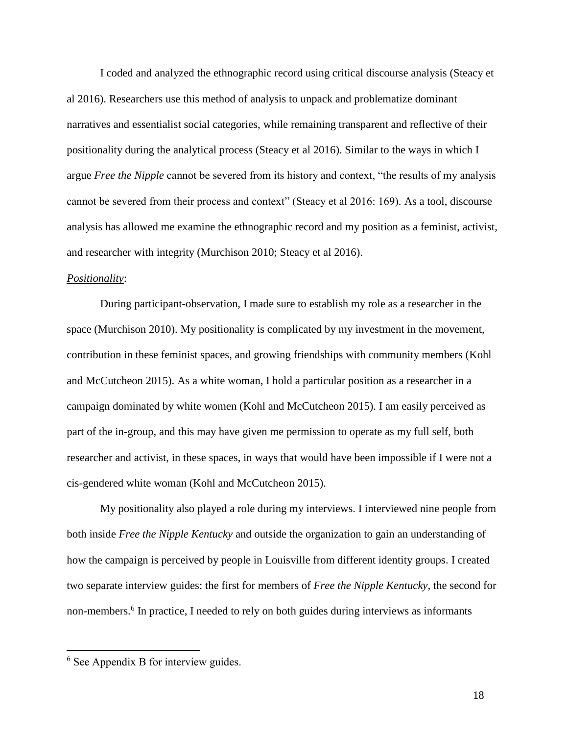I coded and analyzed the ethnographic record using critical discourse analysis (Steacy et al 2016). Researchers use this method of analysis to unpack and problematize dominant narratives and essentialist social categories, while remaining transparent and reflective of their positionality during the analytical process (Steacy et al 2016). Similar to the ways in which I argue *Free the Nipple* cannot be severed from its history and context, "the results of my analysis cannot be severed from their process and context" (Steacy et al 2016: 169). As a tool, discourse analysis has allowed me examine the ethnographic record and my position as a feminist, activist, and researcher with integrity (Murchison 2010; Steacy et al 2016).

*Positionality*:

During participant-observation, I made sure to establish my role as a researcher in the space (Murchison 2010). My positionality is complicated by my investment in the movement, contribution in these feminist spaces, and growing friendships with community members (Kohl and McCutcheon 2015). As a white woman, I hold a particular position as a researcher in a campaign dominated by white women (Kohl and McCutcheon 2015). I am easily perceived as part of the in-group, and this may have given me permission to operate as my full self, both researcher and activist, in these spaces, in ways that would have been impossible if I were not a cis-gendered white woman (Kohl and McCutcheon 2015).

My positionality also played a role during my interviews. I interviewed nine people from both inside *Free the Nipple Kentucky* and outside the organization to gain an understanding of how the campaign is perceived by people in Louisville from different identity groups. I created two separate interview guides: the first for members of *Free the Nipple Kentucky*, the second for non-members.[6] In practice, I needed to rely on both guides during interviews as informants

[6] See Appendix B for interview guides.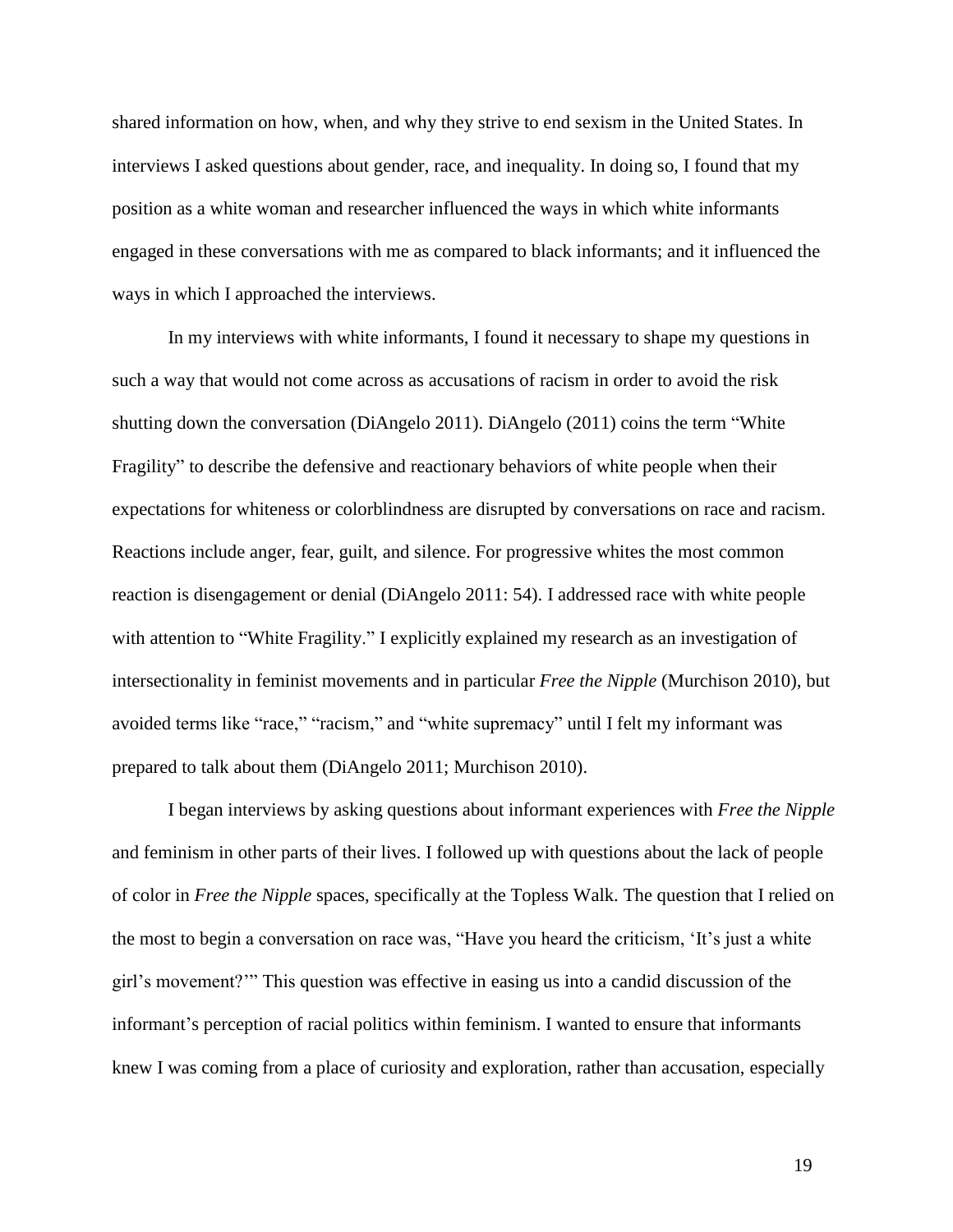shared information on how, when, and why they strive to end sexism in the United States. In interviews I asked questions about gender, race, and inequality. In doing so, I found that my position as a white woman and researcher influenced the ways in which white informants engaged in these conversations with me as compared to black informants; and it influenced the ways in which I approached the interviews.

In my interviews with white informants, I found it necessary to shape my questions in such a way that would not come across as accusations of racism in order to avoid the risk shutting down the conversation (DiAngelo 2011). DiAngelo (2011) coins the term "White Fragility" to describe the defensive and reactionary behaviors of white people when their expectations for whiteness or colorblindness are disrupted by conversations on race and racism. Reactions include anger, fear, guilt, and silence. For progressive whites the most common reaction is disengagement or denial (DiAngelo 2011: 54). I addressed race with white people with attention to "White Fragility." I explicitly explained my research as an investigation of intersectionality in feminist movements and in particular *Free the Nipple* (Murchison 2010), but avoided terms like "race," "racism," and "white supremacy" until I felt my informant was prepared to talk about them (DiAngelo 2011; Murchison 2010).

I began interviews by asking questions about informant experiences with *Free the Nipple* and feminism in other parts of their lives. I followed up with questions about the lack of people of color in *Free the Nipple* spaces, specifically at the Topless Walk. The question that I relied on the most to begin a conversation on race was, "Have you heard the criticism, 'It's just a white girl's movement?'" This question was effective in easing us into a candid discussion of the informant's perception of racial politics within feminism. I wanted to ensure that informants knew I was coming from a place of curiosity and exploration, rather than accusation, especially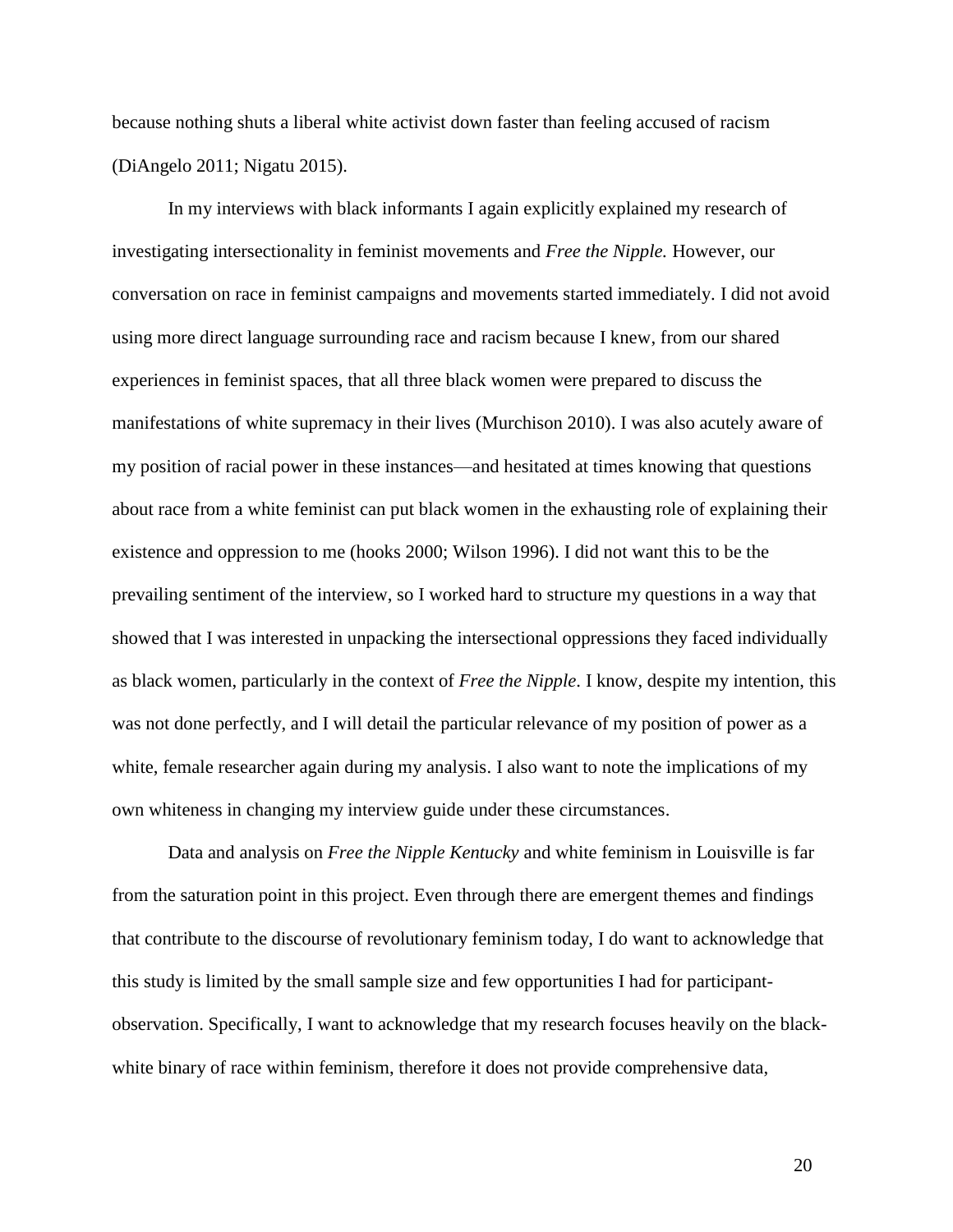because nothing shuts a liberal white activist down faster than feeling accused of racism (DiAngelo 2011; Nigatu 2015).

In my interviews with black informants I again explicitly explained my research of investigating intersectionality in feminist movements and *Free the Nipple.* However, our conversation on race in feminist campaigns and movements started immediately. I did not avoid using more direct language surrounding race and racism because I knew, from our shared experiences in feminist spaces, that all three black women were prepared to discuss the manifestations of white supremacy in their lives (Murchison 2010). I was also acutely aware of my position of racial power in these instances—and hesitated at times knowing that questions about race from a white feminist can put black women in the exhausting role of explaining their existence and oppression to me (hooks 2000; Wilson 1996). I did not want this to be the prevailing sentiment of the interview, so I worked hard to structure my questions in a way that showed that I was interested in unpacking the intersectional oppressions they faced individually as black women, particularly in the context of *Free the Nipple*. I know, despite my intention, this was not done perfectly, and I will detail the particular relevance of my position of power as a white, female researcher again during my analysis. I also want to note the implications of my own whiteness in changing my interview guide under these circumstances.

Data and analysis on *Free the Nipple Kentucky* and white feminism in Louisville is far from the saturation point in this project. Even through there are emergent themes and findings that contribute to the discourse of revolutionary feminism today, I do want to acknowledge that this study is limited by the small sample size and few opportunities I had for participant-observation. Specifically, I want to acknowledge that my research focuses heavily on the black-white binary of race within feminism, therefore it does not provide comprehensive data,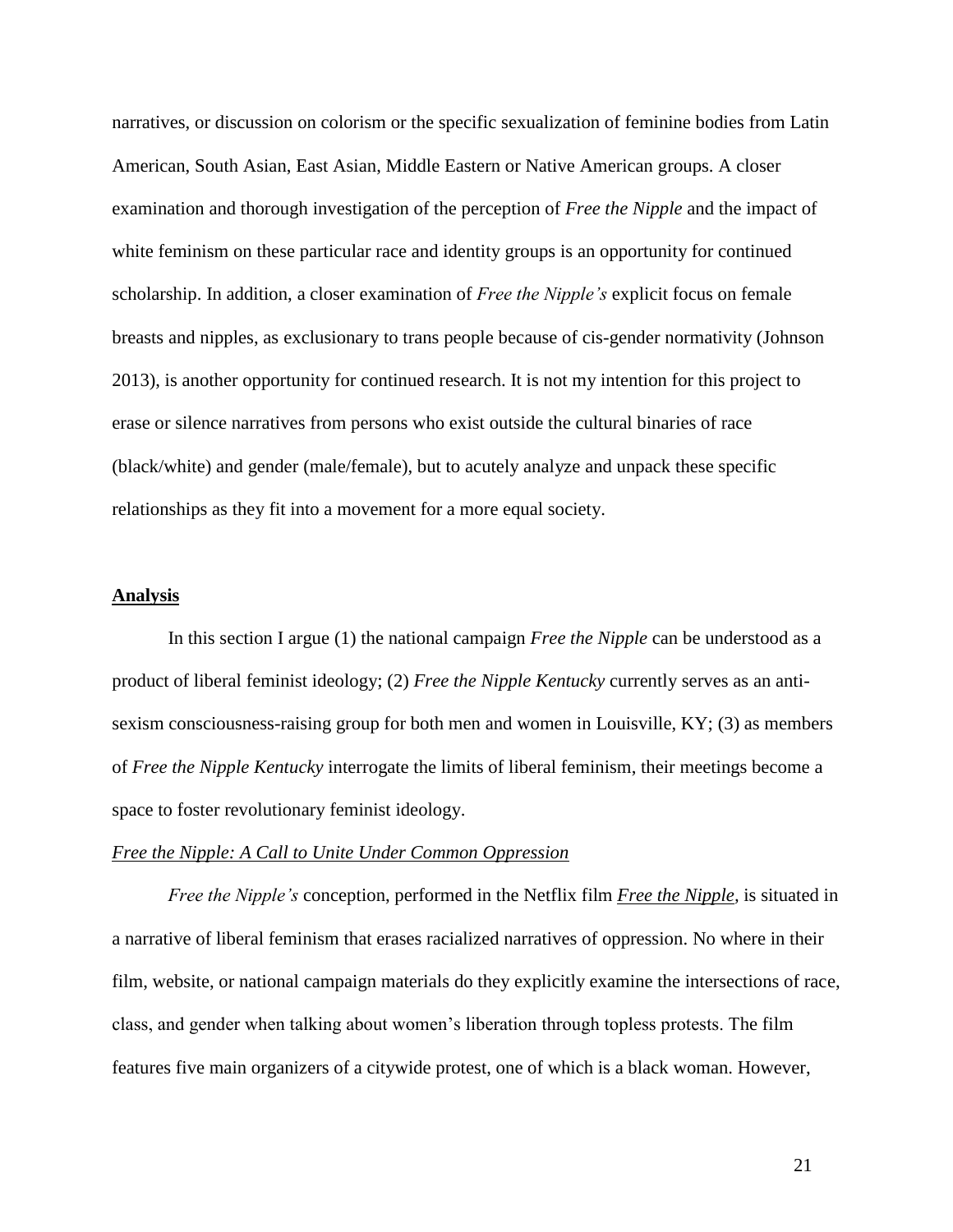narratives, or discussion on colorism or the specific sexualization of feminine bodies from Latin American, South Asian, East Asian, Middle Eastern or Native American groups. A closer examination and thorough investigation of the perception of *Free the Nipple* and the impact of white feminism on these particular race and identity groups is an opportunity for continued scholarship. In addition, a closer examination of *Free the Nipple's* explicit focus on female breasts and nipples, as exclusionary to trans people because of cis-gender normativity (Johnson 2013), is another opportunity for continued research. It is not my intention for this project to erase or silence narratives from persons who exist outside the cultural binaries of race (black/white) and gender (male/female), but to acutely analyze and unpack these specific relationships as they fit into a movement for a more equal society.

## Analysis

In this section I argue (1) the national campaign *Free the Nipple* can be understood as a product of liberal feminist ideology; (2) *Free the Nipple Kentucky* currently serves as an anti-sexism consciousness-raising group for both men and women in Louisville, KY; (3) as members of *Free the Nipple Kentucky* interrogate the limits of liberal feminism, their meetings become a space to foster revolutionary feminist ideology.

### *Free the Nipple: A Call to Unite Under Common Oppression*

*Free the Nipple's* conception, performed in the Netflix film *Free the Nipple*, is situated in a narrative of liberal feminism that erases racialized narratives of oppression. No where in their film, website, or national campaign materials do they explicitly examine the intersections of race, class, and gender when talking about women's liberation through topless protests. The film features five main organizers of a citywide protest, one of which is a black woman. However,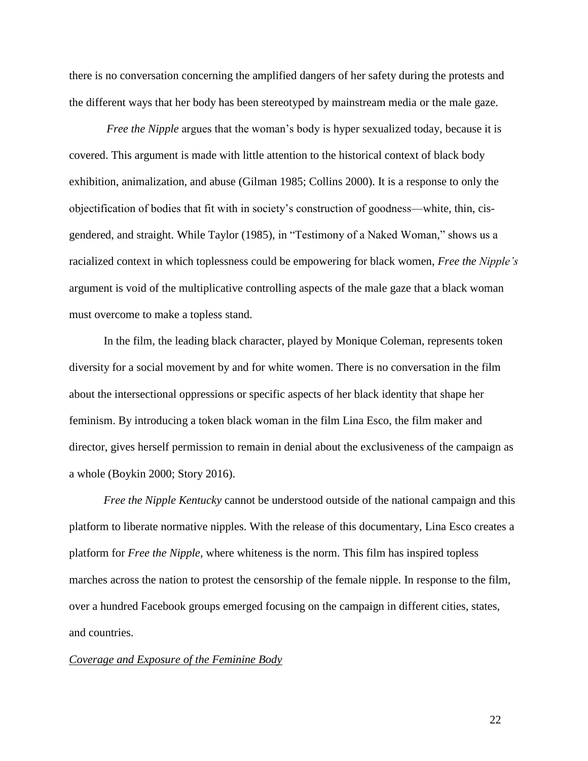there is no conversation concerning the amplified dangers of her safety during the protests and the different ways that her body has been stereotyped by mainstream media or the male gaze.

*Free the Nipple* argues that the woman's body is hyper sexualized today, because it is covered. This argument is made with little attention to the historical context of black body exhibition, animalization, and abuse (Gilman 1985; Collins 2000). It is a response to only the objectification of bodies that fit with in society's construction of goodness—white, thin, cis-gendered, and straight. While Taylor (1985), in "Testimony of a Naked Woman," shows us a racialized context in which toplessness could be empowering for black women, *Free the Nipple's* argument is void of the multiplicative controlling aspects of the male gaze that a black woman must overcome to make a topless stand.

In the film, the leading black character, played by Monique Coleman, represents token diversity for a social movement by and for white women. There is no conversation in the film about the intersectional oppressions or specific aspects of her black identity that shape her feminism. By introducing a token black woman in the film Lina Esco, the film maker and director, gives herself permission to remain in denial about the exclusiveness of the campaign as a whole (Boykin 2000; Story 2016).

*Free the Nipple Kentucky* cannot be understood outside of the national campaign and this platform to liberate normative nipples. With the release of this documentary, Lina Esco creates a platform for *Free the Nipple*, where whiteness is the norm. This film has inspired topless marches across the nation to protest the censorship of the female nipple. In response to the film, over a hundred Facebook groups emerged focusing on the campaign in different cities, states, and countries.

*<u>Coverage and Exposure of the Feminine Body</u>*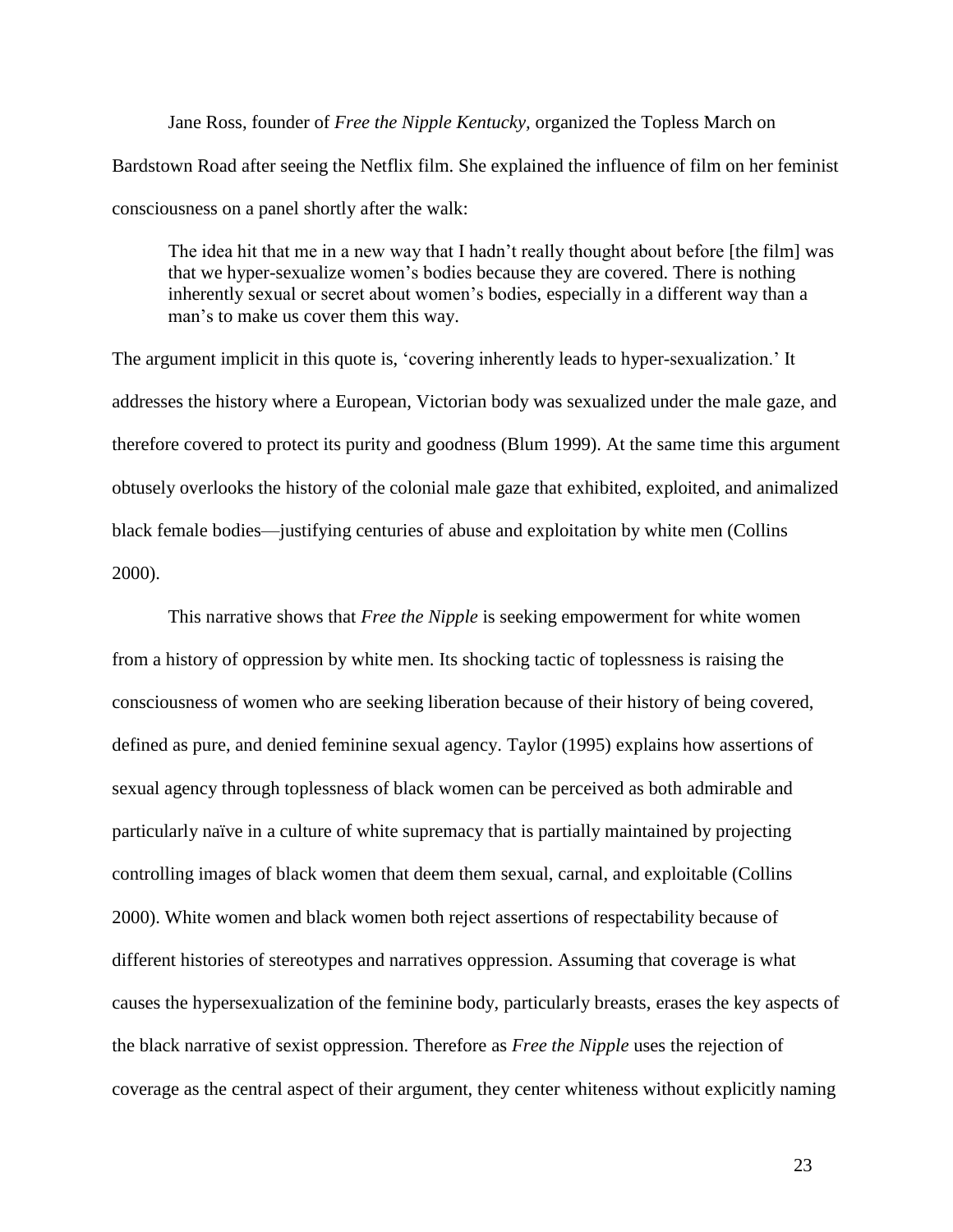Jane Ross, founder of *Free the Nipple Kentucky*, organized the Topless March on Bardstown Road after seeing the Netflix film. She explained the influence of film on her feminist consciousness on a panel shortly after the walk:

> The idea hit that me in a new way that I hadn't really thought about before [the film] was that we hyper-sexualize women's bodies because they are covered. There is nothing inherently sexual or secret about women's bodies, especially in a different way than a man's to make us cover them this way.

The argument implicit in this quote is, 'covering inherently leads to hyper-sexualization.' It addresses the history where a European, Victorian body was sexualized under the male gaze, and therefore covered to protect its purity and goodness (Blum 1999). At the same time this argument obtusely overlooks the history of the colonial male gaze that exhibited, exploited, and animalized black female bodies—justifying centuries of abuse and exploitation by white men (Collins 2000).

This narrative shows that *Free the Nipple* is seeking empowerment for white women from a history of oppression by white men. Its shocking tactic of toplessness is raising the consciousness of women who are seeking liberation because of their history of being covered, defined as pure, and denied feminine sexual agency. Taylor (1995) explains how assertions of sexual agency through toplessness of black women can be perceived as both admirable and particularly naïve in a culture of white supremacy that is partially maintained by projecting controlling images of black women that deem them sexual, carnal, and exploitable (Collins 2000). White women and black women both reject assertions of respectability because of different histories of stereotypes and narratives oppression. Assuming that coverage is what causes the hypersexualization of the feminine body, particularly breasts, erases the key aspects of the black narrative of sexist oppression. Therefore as *Free the Nipple* uses the rejection of coverage as the central aspect of their argument, they center whiteness without explicitly naming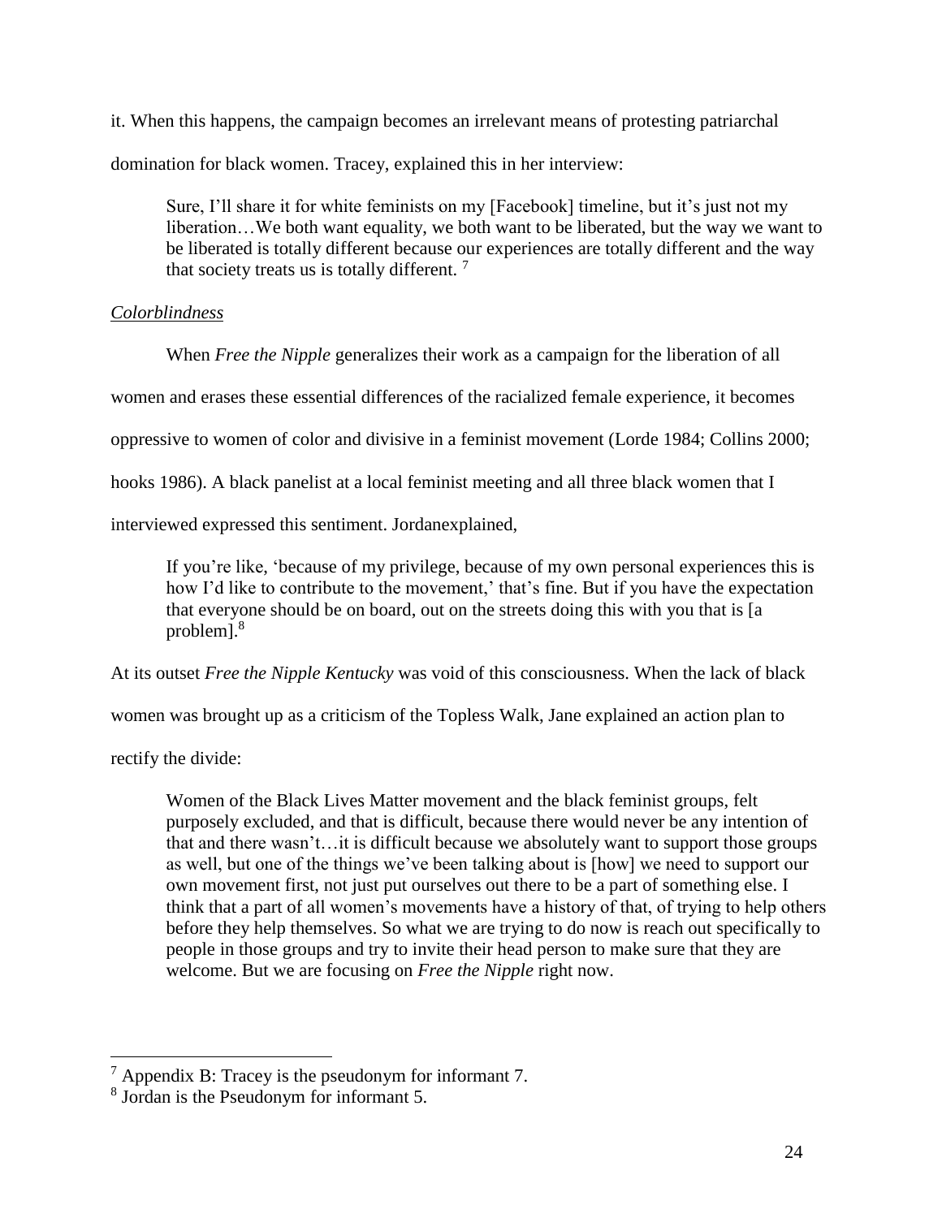it. When this happens, the campaign becomes an irrelevant means of protesting patriarchal domination for black women. Tracey, explained this in her interview:

> Sure, I'll share it for white feminists on my [Facebook] timeline, but it's just not my liberation…We both want equality, we both want to be liberated, but the way we want to be liberated is totally different because our experiences are totally different and the way that society treats us is totally different. [7]

*Colorblindness*

When *Free the Nipple* generalizes their work as a campaign for the liberation of all women and erases these essential differences of the racialized female experience, it becomes oppressive to women of color and divisive in a feminist movement (Lorde 1984; Collins 2000; hooks 1986). A black panelist at a local feminist meeting and all three black women that I interviewed expressed this sentiment. Jordanexplained,

> If you're like, 'because of my privilege, because of my own personal experiences this is how I'd like to contribute to the movement,' that's fine. But if you have the expectation that everyone should be on board, out on the streets doing this with you that is [a problem].[8]

At its outset *Free the Nipple Kentucky* was void of this consciousness. When the lack of black women was brought up as a criticism of the Topless Walk, Jane explained an action plan to rectify the divide:

> Women of the Black Lives Matter movement and the black feminist groups, felt purposely excluded, and that is difficult, because there would never be any intention of that and there wasn't…it is difficult because we absolutely want to support those groups as well, but one of the things we've been talking about is [how] we need to support our own movement first, not just put ourselves out there to be a part of something else. I think that a part of all women's movements have a history of that, of trying to help others before they help themselves. So what we are trying to do now is reach out specifically to people in those groups and try to invite their head person to make sure that they are welcome. But we are focusing on *Free the Nipple* right now.

---

[7] Appendix B: Tracey is the pseudonym for informant 7.

[8] Jordan is the Pseudonym for informant 5.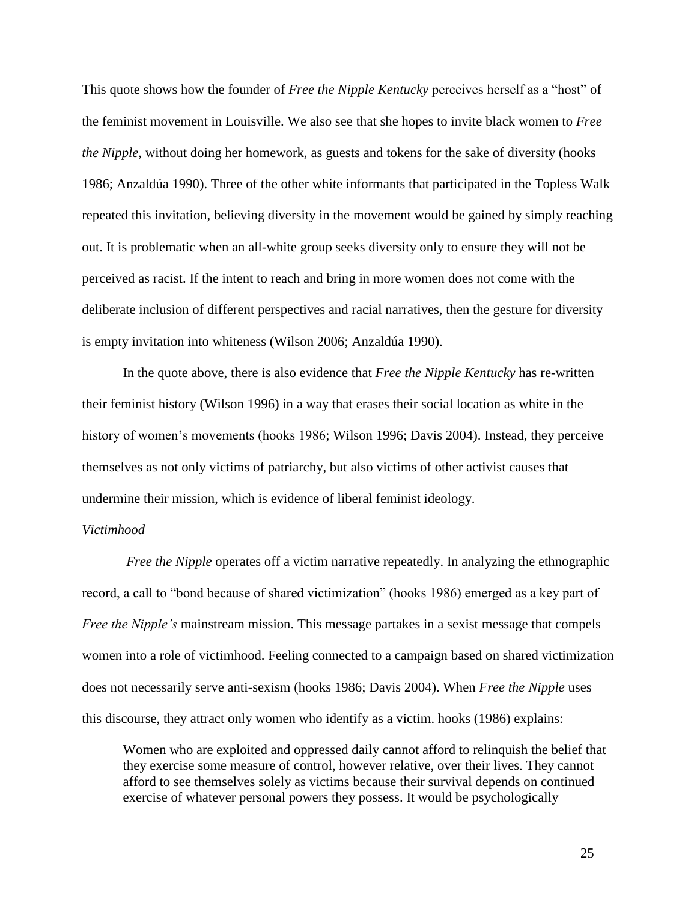This quote shows how the founder of *Free the Nipple Kentucky* perceives herself as a "host" of the feminist movement in Louisville. We also see that she hopes to invite black women to *Free the Nipple*, without doing her homework, as guests and tokens for the sake of diversity (hooks 1986; Anzaldúa 1990). Three of the other white informants that participated in the Topless Walk repeated this invitation, believing diversity in the movement would be gained by simply reaching out. It is problematic when an all-white group seeks diversity only to ensure they will not be perceived as racist. If the intent to reach and bring in more women does not come with the deliberate inclusion of different perspectives and racial narratives, then the gesture for diversity is empty invitation into whiteness (Wilson 2006; Anzaldúa 1990).

In the quote above, there is also evidence that *Free the Nipple Kentucky* has re-written their feminist history (Wilson 1996) in a way that erases their social location as white in the history of women's movements (hooks 1986; Wilson 1996; Davis 2004). Instead, they perceive themselves as not only victims of patriarchy, but also victims of other activist causes that undermine their mission, which is evidence of liberal feminist ideology.

### *Victimhood*

*Free the Nipple* operates off a victim narrative repeatedly. In analyzing the ethnographic record, a call to "bond because of shared victimization" (hooks 1986) emerged as a key part of *Free the Nipple's* mainstream mission. This message partakes in a sexist message that compels women into a role of victimhood. Feeling connected to a campaign based on shared victimization does not necessarily serve anti-sexism (hooks 1986; Davis 2004). When *Free the Nipple* uses this discourse, they attract only women who identify as a victim. hooks (1986) explains:

> Women who are exploited and oppressed daily cannot afford to relinquish the belief that they exercise some measure of control, however relative, over their lives. They cannot afford to see themselves solely as victims because their survival depends on continued exercise of whatever personal powers they possess. It would be psychologically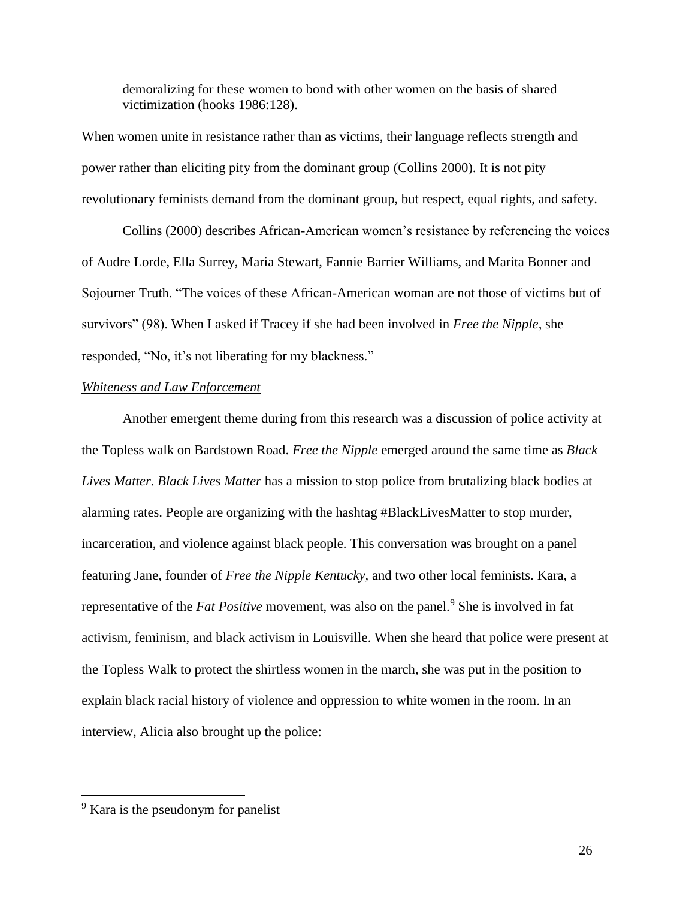demoralizing for these women to bond with other women on the basis of shared victimization (hooks 1986:128).

When women unite in resistance rather than as victims, their language reflects strength and power rather than eliciting pity from the dominant group (Collins 2000). It is not pity revolutionary feminists demand from the dominant group, but respect, equal rights, and safety.

Collins (2000) describes African-American women's resistance by referencing the voices of Audre Lorde, Ella Surrey, Maria Stewart, Fannie Barrier Williams, and Marita Bonner and Sojourner Truth. "The voices of these African-American woman are not those of victims but of survivors" (98). When I asked if Tracey if she had been involved in *Free the Nipple*, she responded, "No, it's not liberating for my blackness."

*Whiteness and Law Enforcement*

Another emergent theme during from this research was a discussion of police activity at the Topless walk on Bardstown Road. *Free the Nipple* emerged around the same time as *Black Lives Matter*. *Black Lives Matter* has a mission to stop police from brutalizing black bodies at alarming rates. People are organizing with the hashtag #BlackLivesMatter to stop murder, incarceration, and violence against black people. This conversation was brought on a panel featuring Jane, founder of *Free the Nipple Kentucky*, and two other local feminists. Kara, a representative of the *Fat Positive* movement, was also on the panel.[9] She is involved in fat activism, feminism, and black activism in Louisville. When she heard that police were present at the Topless Walk to protect the shirtless women in the march, she was put in the position to explain black racial history of violence and oppression to white women in the room. In an interview, Alicia also brought up the police:

[9] Kara is the pseudonym for panelist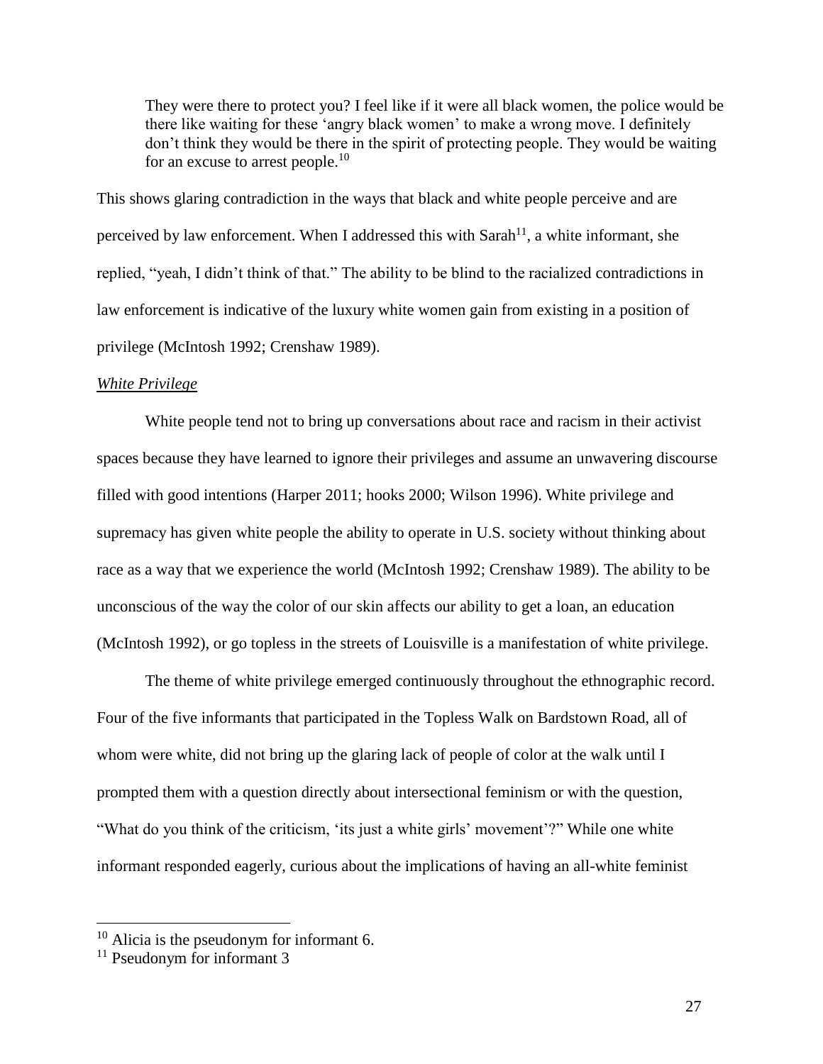> They were there to protect you? I feel like if it were all black women, the police would be there like waiting for these 'angry black women' to make a wrong move. I definitely don't think they would be there in the spirit of protecting people. They would be waiting for an excuse to arrest people.[10]

This shows glaring contradiction in the ways that black and white people perceive and are perceived by law enforcement. When I addressed this with Sarah[11], a white informant, she replied, "yeah, I didn't think of that." The ability to be blind to the racialized contradictions in law enforcement is indicative of the luxury white women gain from existing in a position of privilege (McIntosh 1992; Crenshaw 1989).

*White Privilege*

White people tend not to bring up conversations about race and racism in their activist spaces because they have learned to ignore their privileges and assume an unwavering discourse filled with good intentions (Harper 2011; hooks 2000; Wilson 1996). White privilege and supremacy has given white people the ability to operate in U.S. society without thinking about race as a way that we experience the world (McIntosh 1992; Crenshaw 1989). The ability to be unconscious of the way the color of our skin affects our ability to get a loan, an education (McIntosh 1992), or go topless in the streets of Louisville is a manifestation of white privilege.

The theme of white privilege emerged continuously throughout the ethnographic record. Four of the five informants that participated in the Topless Walk on Bardstown Road, all of whom were white, did not bring up the glaring lack of people of color at the walk until I prompted them with a question directly about intersectional feminism or with the question, "What do you think of the criticism, 'its just a white girls' movement'?" While one white informant responded eagerly, curious about the implications of having an all-white feminist

---

[10] Alicia is the pseudonym for informant 6.

[11] Pseudonym for informant 3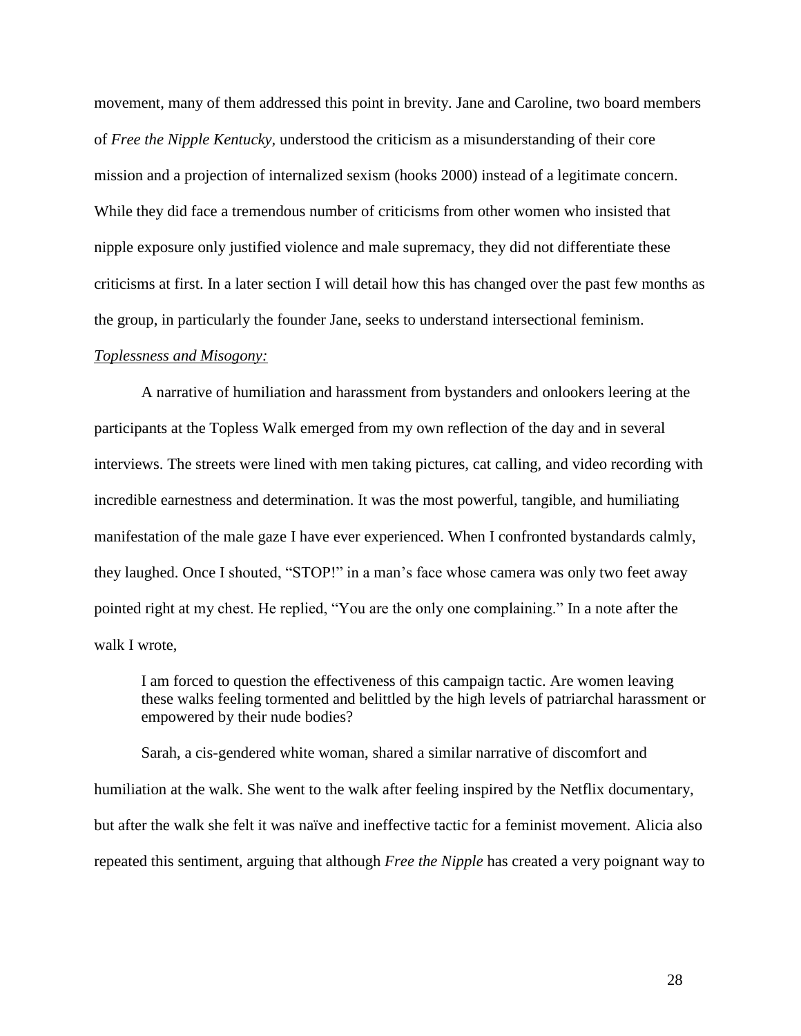movement, many of them addressed this point in brevity. Jane and Caroline, two board members of *Free the Nipple Kentucky*, understood the criticism as a misunderstanding of their core mission and a projection of internalized sexism (hooks 2000) instead of a legitimate concern. While they did face a tremendous number of criticisms from other women who insisted that nipple exposure only justified violence and male supremacy, they did not differentiate these criticisms at first. In a later section I will detail how this has changed over the past few months as the group, in particularly the founder Jane, seeks to understand intersectional feminism.

*Toplessness and Misogony:*

A narrative of humiliation and harassment from bystanders and onlookers leering at the participants at the Topless Walk emerged from my own reflection of the day and in several interviews. The streets were lined with men taking pictures, cat calling, and video recording with incredible earnestness and determination. It was the most powerful, tangible, and humiliating manifestation of the male gaze I have ever experienced. When I confronted bystandards calmly, they laughed. Once I shouted, "STOP!" in a man's face whose camera was only two feet away pointed right at my chest. He replied, "You are the only one complaining." In a note after the walk I wrote,

> I am forced to question the effectiveness of this campaign tactic. Are women leaving these walks feeling tormented and belittled by the high levels of patriarchal harassment or empowered by their nude bodies?

Sarah, a cis-gendered white woman, shared a similar narrative of discomfort and humiliation at the walk. She went to the walk after feeling inspired by the Netflix documentary, but after the walk she felt it was naïve and ineffective tactic for a feminist movement. Alicia also repeated this sentiment, arguing that although *Free the Nipple* has created a very poignant way to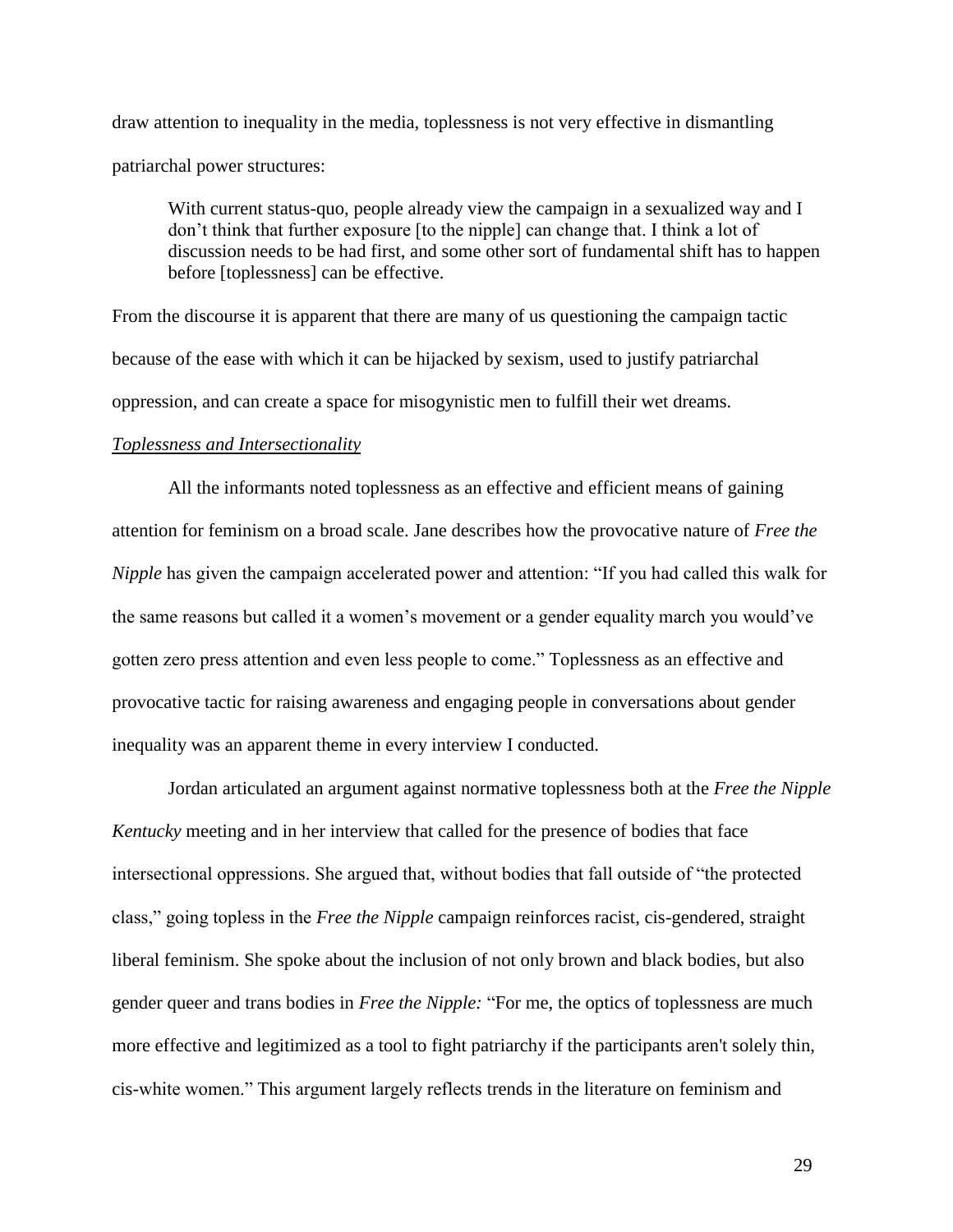draw attention to inequality in the media, toplessness is not very effective in dismantling patriarchal power structures:

> With current status-quo, people already view the campaign in a sexualized way and I don't think that further exposure [to the nipple] can change that. I think a lot of discussion needs to be had first, and some other sort of fundamental shift has to happen before [toplessness] can be effective.

From the discourse it is apparent that there are many of us questioning the campaign tactic because of the ease with which it can be hijacked by sexism, used to justify patriarchal oppression, and can create a space for misogynistic men to fulfill their wet dreams.

***Toplessness and Intersectionality***

All the informants noted toplessness as an effective and efficient means of gaining attention for feminism on a broad scale. Jane describes how the provocative nature of *Free the Nipple* has given the campaign accelerated power and attention: "If you had called this walk for the same reasons but called it a women's movement or a gender equality march you would've gotten zero press attention and even less people to come." Toplessness as an effective and provocative tactic for raising awareness and engaging people in conversations about gender inequality was an apparent theme in every interview I conducted.

Jordan articulated an argument against normative toplessness both at the *Free the Nipple Kentucky* meeting and in her interview that called for the presence of bodies that face intersectional oppressions. She argued that, without bodies that fall outside of "the protected class," going topless in the *Free the Nipple* campaign reinforces racist, cis-gendered, straight liberal feminism. She spoke about the inclusion of not only brown and black bodies, but also gender queer and trans bodies in *Free the Nipple:* "For me, the optics of toplessness are much more effective and legitimized as a tool to fight patriarchy if the participants aren't solely thin, cis-white women." This argument largely reflects trends in the literature on feminism and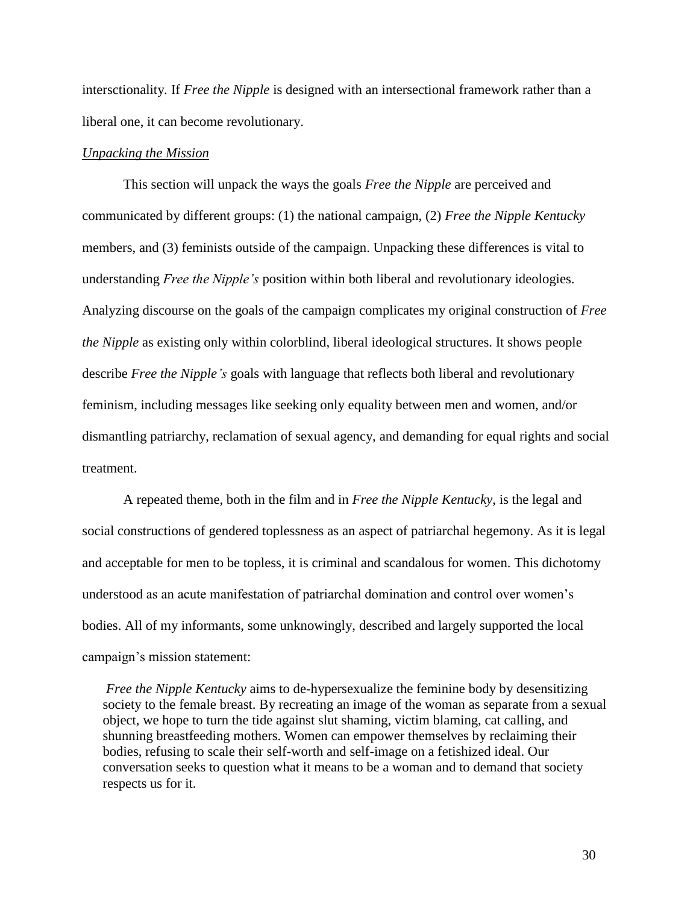intersctionality. If *Free the Nipple* is designed with an intersectional framework rather than a liberal one, it can become revolutionary.

<u>*Unpacking the Mission*</u>

This section will unpack the ways the goals *Free the Nipple* are perceived and communicated by different groups: (1) the national campaign, (2) *Free the Nipple Kentucky* members, and (3) feminists outside of the campaign. Unpacking these differences is vital to understanding *Free the Nipple's* position within both liberal and revolutionary ideologies. Analyzing discourse on the goals of the campaign complicates my original construction of *Free the Nipple* as existing only within colorblind, liberal ideological structures. It shows people describe *Free the Nipple's* goals with language that reflects both liberal and revolutionary feminism, including messages like seeking only equality between men and women, and/or dismantling patriarchy, reclamation of sexual agency, and demanding for equal rights and social treatment.

A repeated theme, both in the film and in *Free the Nipple Kentucky*, is the legal and social constructions of gendered toplessness as an aspect of patriarchal hegemony. As it is legal and acceptable for men to be topless, it is criminal and scandalous for women. This dichotomy understood as an acute manifestation of patriarchal domination and control over women's bodies. All of my informants, some unknowingly, described and largely supported the local campaign's mission statement:

> *Free the Nipple Kentucky* aims to de-hypersexualize the feminine body by desensitizing society to the female breast. By recreating an image of the woman as separate from a sexual object, we hope to turn the tide against slut shaming, victim blaming, cat calling, and shunning breastfeeding mothers. Women can empower themselves by reclaiming their bodies, refusing to scale their self-worth and self-image on a fetishized ideal. Our conversation seeks to question what it means to be a woman and to demand that society respects us for it.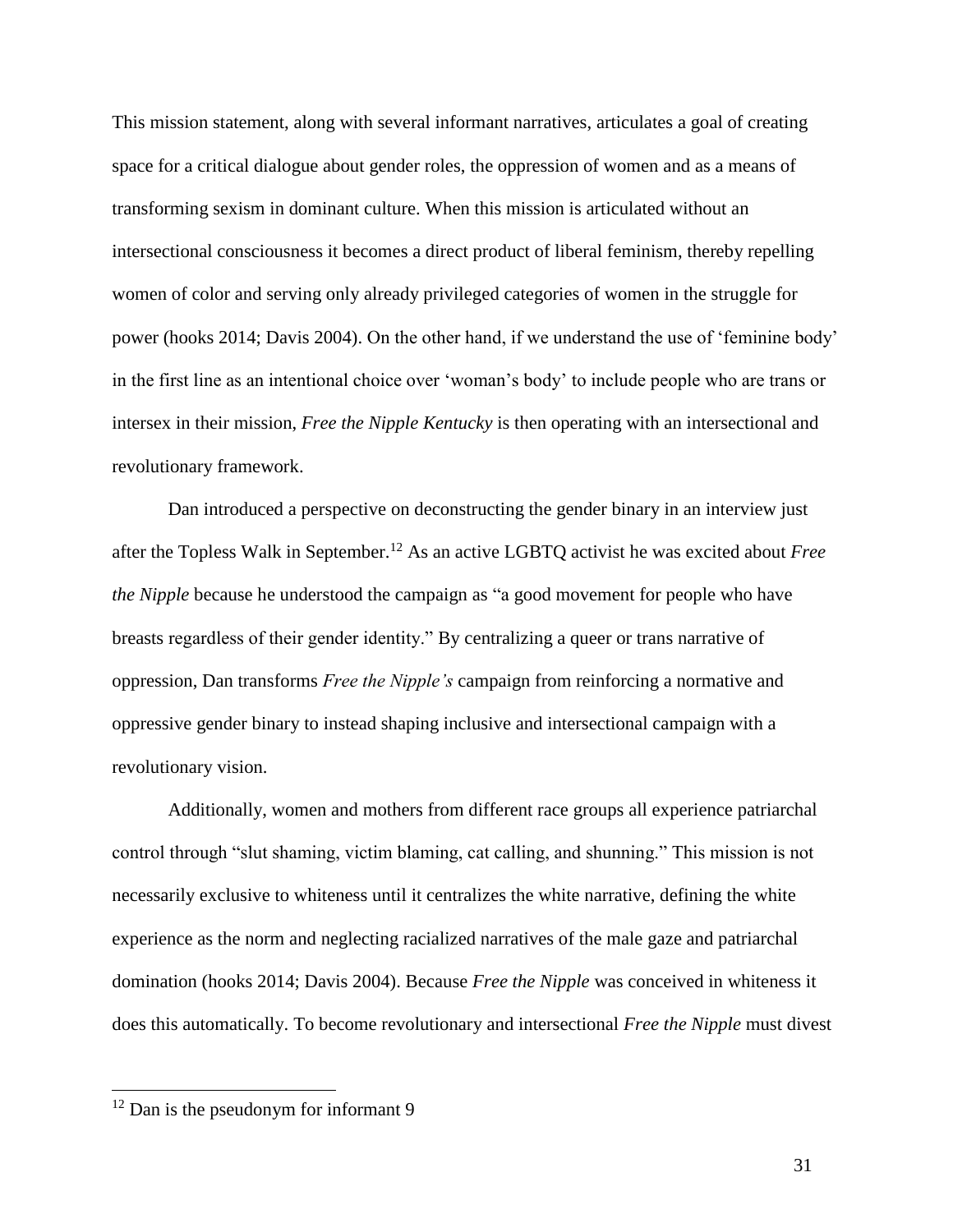This mission statement, along with several informant narratives, articulates a goal of creating space for a critical dialogue about gender roles, the oppression of women and as a means of transforming sexism in dominant culture. When this mission is articulated without an intersectional consciousness it becomes a direct product of liberal feminism, thereby repelling women of color and serving only already privileged categories of women in the struggle for power (hooks 2014; Davis 2004). On the other hand, if we understand the use of 'feminine body' in the first line as an intentional choice over 'woman's body' to include people who are trans or intersex in their mission, *Free the Nipple Kentucky* is then operating with an intersectional and revolutionary framework.

Dan introduced a perspective on deconstructing the gender binary in an interview just after the Topless Walk in September.[12] As an active LGBTQ activist he was excited about *Free the Nipple* because he understood the campaign as "a good movement for people who have breasts regardless of their gender identity." By centralizing a queer or trans narrative of oppression, Dan transforms *Free the Nipple's* campaign from reinforcing a normative and oppressive gender binary to instead shaping inclusive and intersectional campaign with a revolutionary vision.

Additionally, women and mothers from different race groups all experience patriarchal control through "slut shaming, victim blaming, cat calling, and shunning." This mission is not necessarily exclusive to whiteness until it centralizes the white narrative, defining the white experience as the norm and neglecting racialized narratives of the male gaze and patriarchal domination (hooks 2014; Davis 2004). Because *Free the Nipple* was conceived in whiteness it does this automatically. To become revolutionary and intersectional *Free the Nipple* must divest

[12] Dan is the pseudonym for informant 9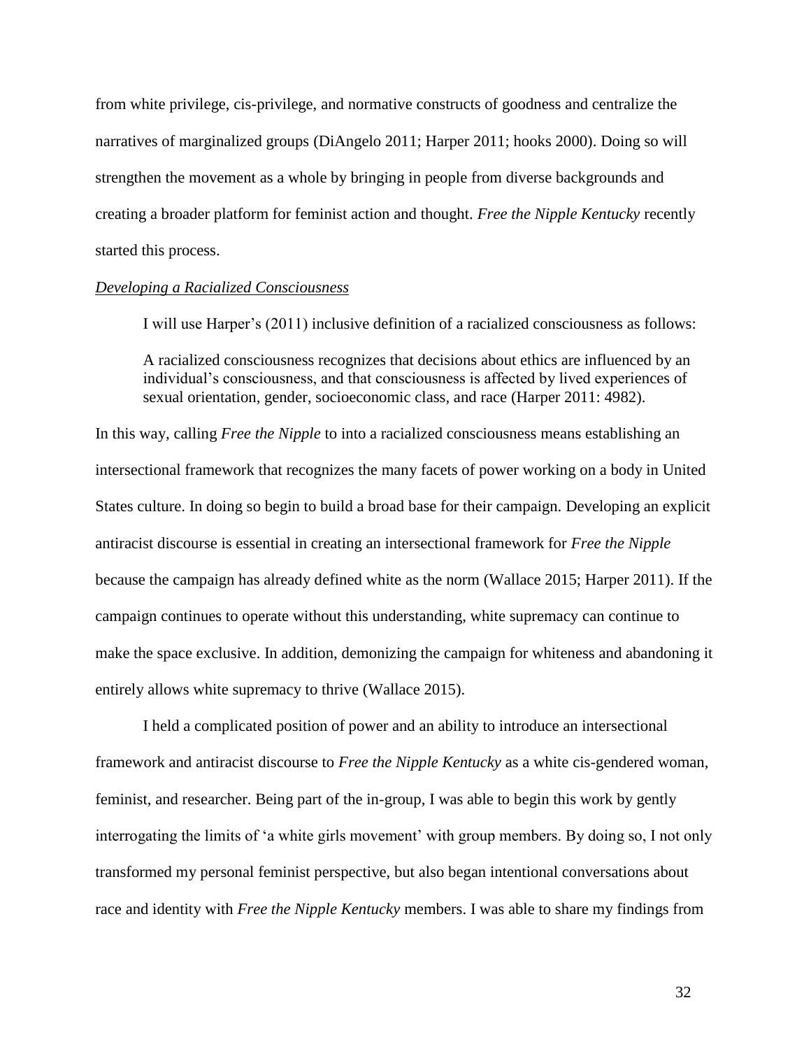from white privilege, cis-privilege, and normative constructs of goodness and centralize the narratives of marginalized groups (DiAngelo 2011; Harper 2011; hooks 2000). Doing so will strengthen the movement as a whole by bringing in people from diverse backgrounds and creating a broader platform for feminist action and thought. *Free the Nipple Kentucky* recently started this process.

*Developing a Racialized Consciousness*

I will use Harper's (2011) inclusive definition of a racialized consciousness as follows:

> A racialized consciousness recognizes that decisions about ethics are influenced by an individual's consciousness, and that consciousness is affected by lived experiences of sexual orientation, gender, socioeconomic class, and race (Harper 2011: 4982).

In this way, calling *Free the Nipple* to into a racialized consciousness means establishing an intersectional framework that recognizes the many facets of power working on a body in United States culture. In doing so begin to build a broad base for their campaign. Developing an explicit antiracist discourse is essential in creating an intersectional framework for *Free the Nipple* because the campaign has already defined white as the norm (Wallace 2015; Harper 2011). If the campaign continues to operate without this understanding, white supremacy can continue to make the space exclusive. In addition, demonizing the campaign for whiteness and abandoning it entirely allows white supremacy to thrive (Wallace 2015).

I held a complicated position of power and an ability to introduce an intersectional framework and antiracist discourse to *Free the Nipple Kentucky* as a white cis-gendered woman, feminist, and researcher. Being part of the in-group, I was able to begin this work by gently interrogating the limits of 'a white girls movement' with group members. By doing so, I not only transformed my personal feminist perspective, but also began intentional conversations about race and identity with *Free the Nipple Kentucky* members. I was able to share my findings from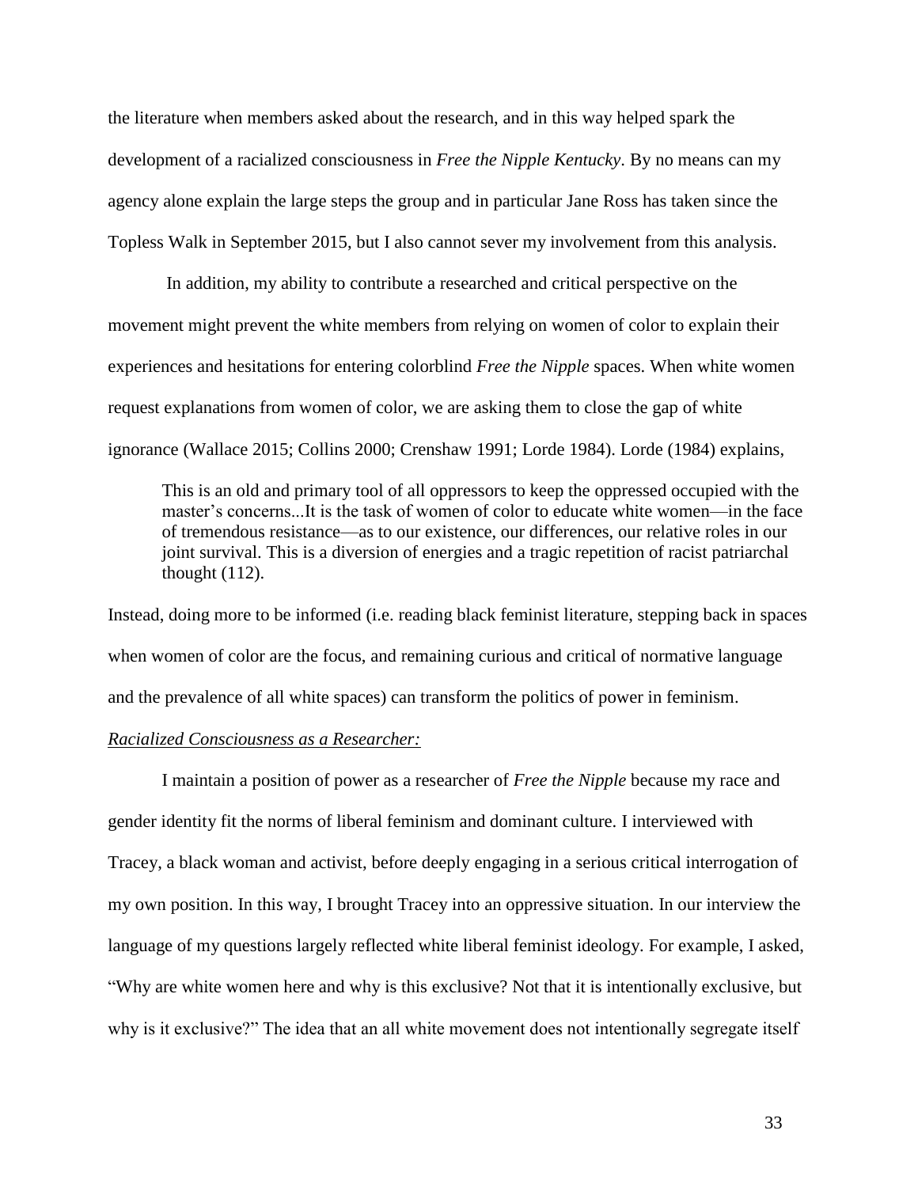the literature when members asked about the research, and in this way helped spark the development of a racialized consciousness in *Free the Nipple Kentucky*. By no means can my agency alone explain the large steps the group and in particular Jane Ross has taken since the Topless Walk in September 2015, but I also cannot sever my involvement from this analysis.

In addition, my ability to contribute a researched and critical perspective on the movement might prevent the white members from relying on women of color to explain their experiences and hesitations for entering colorblind *Free the Nipple* spaces. When white women request explanations from women of color, we are asking them to close the gap of white ignorance (Wallace 2015; Collins 2000; Crenshaw 1991; Lorde 1984). Lorde (1984) explains,

> This is an old and primary tool of all oppressors to keep the oppressed occupied with the master's concerns...It is the task of women of color to educate white women—in the face of tremendous resistance—as to our existence, our differences, our relative roles in our joint survival. This is a diversion of energies and a tragic repetition of racist patriarchal thought (112).

Instead, doing more to be informed (i.e. reading black feminist literature, stepping back in spaces when women of color are the focus, and remaining curious and critical of normative language and the prevalence of all white spaces) can transform the politics of power in feminism.

*Racialized Consciousness as a Researcher:*

I maintain a position of power as a researcher of *Free the Nipple* because my race and gender identity fit the norms of liberal feminism and dominant culture. I interviewed with Tracey, a black woman and activist, before deeply engaging in a serious critical interrogation of my own position. In this way, I brought Tracey into an oppressive situation. In our interview the language of my questions largely reflected white liberal feminist ideology. For example, I asked, "Why are white women here and why is this exclusive? Not that it is intentionally exclusive, but why is it exclusive?" The idea that an all white movement does not intentionally segregate itself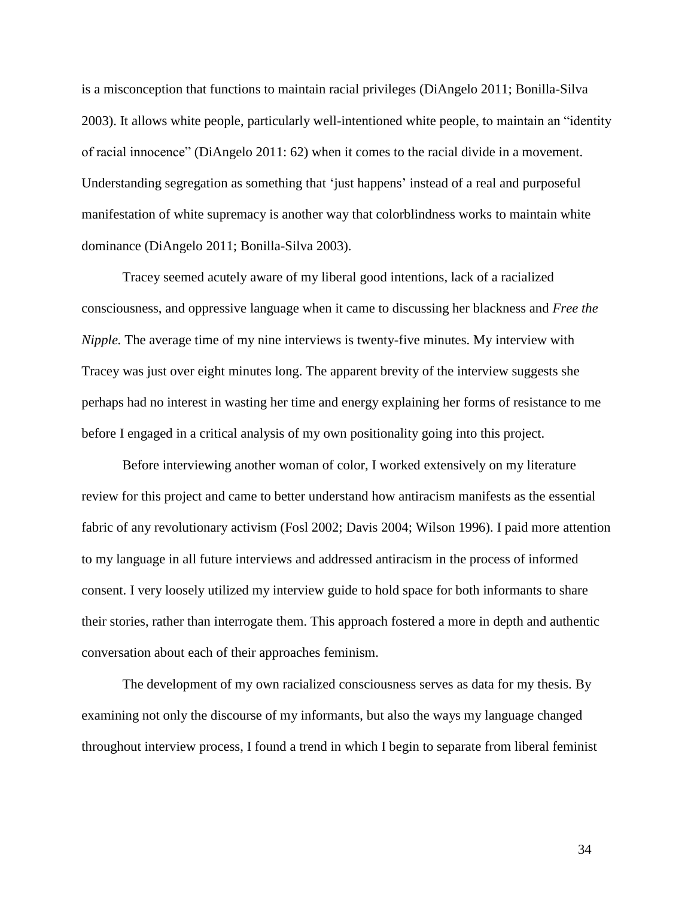is a misconception that functions to maintain racial privileges (DiAngelo 2011; Bonilla-Silva 2003). It allows white people, particularly well-intentioned white people, to maintain an "identity of racial innocence" (DiAngelo 2011: 62) when it comes to the racial divide in a movement. Understanding segregation as something that 'just happens' instead of a real and purposeful manifestation of white supremacy is another way that colorblindness works to maintain white dominance (DiAngelo 2011; Bonilla-Silva 2003).

Tracey seemed acutely aware of my liberal good intentions, lack of a racialized consciousness, and oppressive language when it came to discussing her blackness and *Free the Nipple.* The average time of my nine interviews is twenty-five minutes. My interview with Tracey was just over eight minutes long. The apparent brevity of the interview suggests she perhaps had no interest in wasting her time and energy explaining her forms of resistance to me before I engaged in a critical analysis of my own positionality going into this project.

Before interviewing another woman of color, I worked extensively on my literature review for this project and came to better understand how antiracism manifests as the essential fabric of any revolutionary activism (Fosl 2002; Davis 2004; Wilson 1996). I paid more attention to my language in all future interviews and addressed antiracism in the process of informed consent. I very loosely utilized my interview guide to hold space for both informants to share their stories, rather than interrogate them. This approach fostered a more in depth and authentic conversation about each of their approaches feminism.

The development of my own racialized consciousness serves as data for my thesis. By examining not only the discourse of my informants, but also the ways my language changed throughout interview process, I found a trend in which I begin to separate from liberal feminist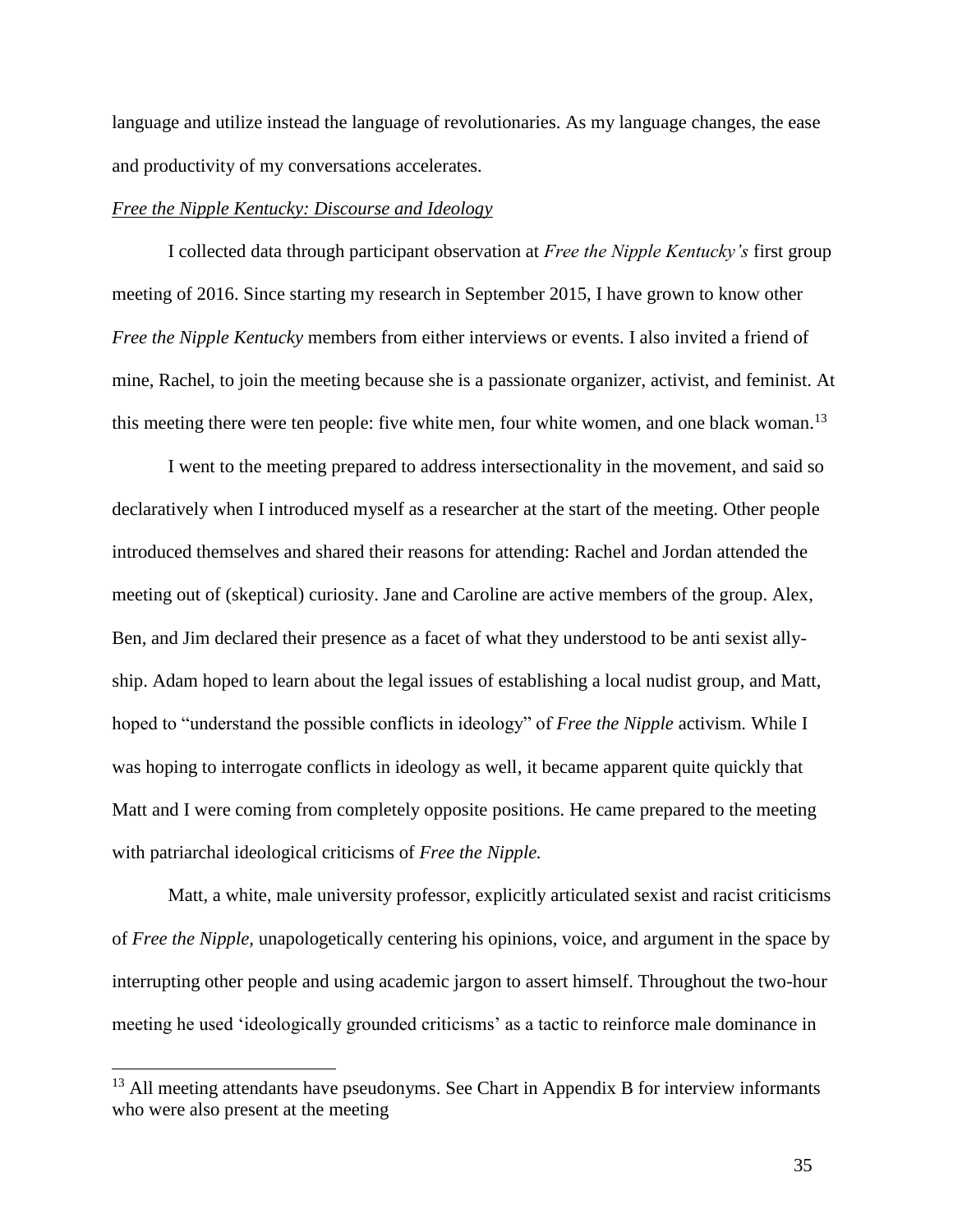language and utilize instead the language of revolutionaries. As my language changes, the ease and productivity of my conversations accelerates.

*Free the Nipple Kentucky: Discourse and Ideology*

I collected data through participant observation at *Free the Nipple Kentucky's* first group meeting of 2016. Since starting my research in September 2015, I have grown to know other *Free the Nipple Kentucky* members from either interviews or events. I also invited a friend of mine, Rachel, to join the meeting because she is a passionate organizer, activist, and feminist. At this meeting there were ten people: five white men, four white women, and one black woman.[13]

I went to the meeting prepared to address intersectionality in the movement, and said so declaratively when I introduced myself as a researcher at the start of the meeting. Other people introduced themselves and shared their reasons for attending: Rachel and Jordan attended the meeting out of (skeptical) curiosity. Jane and Caroline are active members of the group. Alex, Ben, and Jim declared their presence as a facet of what they understood to be anti sexist ally-ship. Adam hoped to learn about the legal issues of establishing a local nudist group, and Matt, hoped to "understand the possible conflicts in ideology" of *Free the Nipple* activism. While I was hoping to interrogate conflicts in ideology as well, it became apparent quite quickly that Matt and I were coming from completely opposite positions. He came prepared to the meeting with patriarchal ideological criticisms of *Free the Nipple.*

Matt, a white, male university professor, explicitly articulated sexist and racist criticisms of *Free the Nipple,* unapologetically centering his opinions, voice, and argument in the space by interrupting other people and using academic jargon to assert himself. Throughout the two-hour meeting he used 'ideologically grounded criticisms' as a tactic to reinforce male dominance in

[13] All meeting attendants have pseudonyms. See Chart in Appendix B for interview informants who were also present at the meeting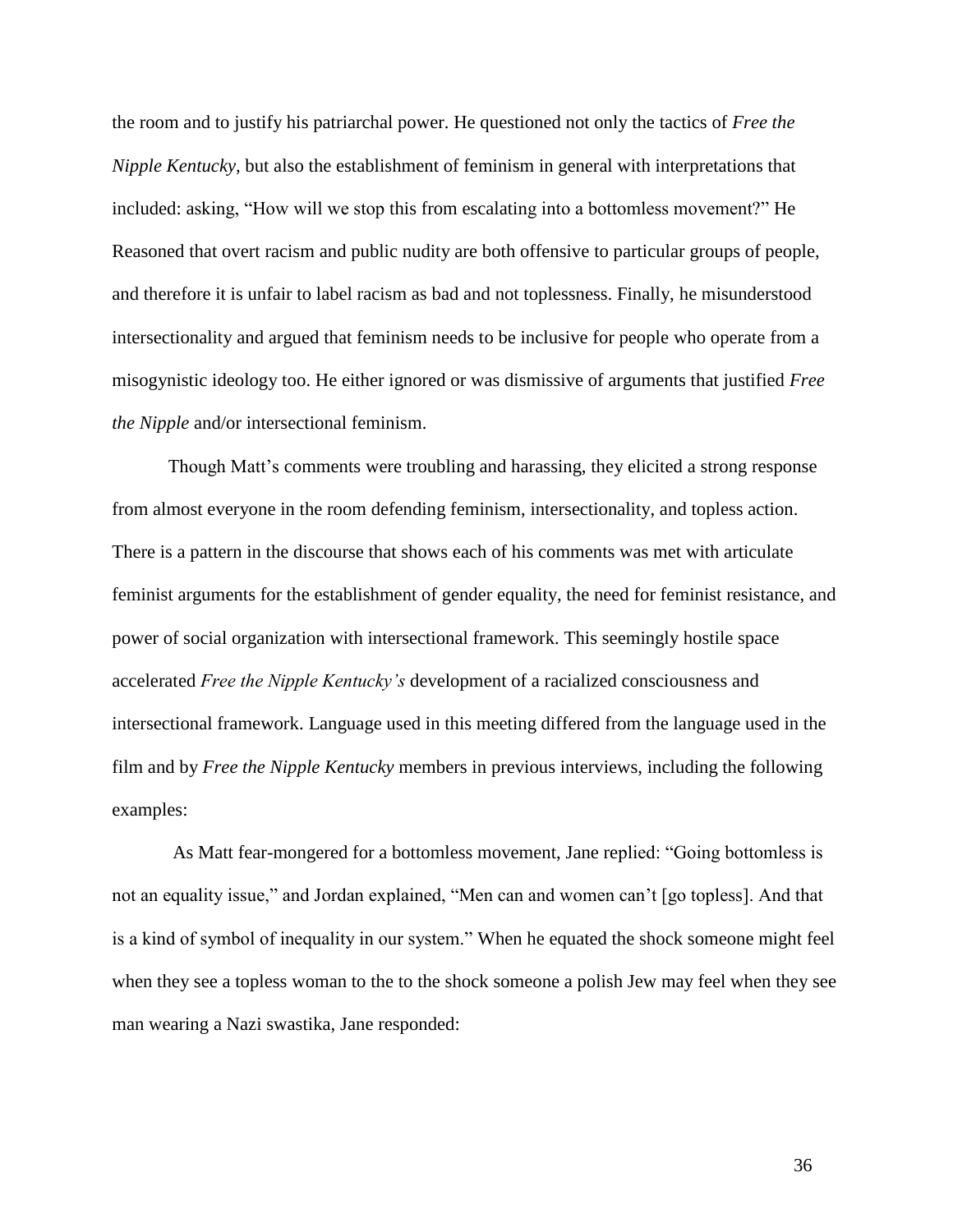the room and to justify his patriarchal power. He questioned not only the tactics of *Free the Nipple Kentucky,* but also the establishment of feminism in general with interpretations that included: asking, "How will we stop this from escalating into a bottomless movement?" He Reasoned that overt racism and public nudity are both offensive to particular groups of people, and therefore it is unfair to label racism as bad and not toplessness. Finally, he misunderstood intersectionality and argued that feminism needs to be inclusive for people who operate from a misogynistic ideology too. He either ignored or was dismissive of arguments that justified *Free the Nipple* and/or intersectional feminism.

Though Matt's comments were troubling and harassing, they elicited a strong response from almost everyone in the room defending feminism, intersectionality, and topless action. There is a pattern in the discourse that shows each of his comments was met with articulate feminist arguments for the establishment of gender equality, the need for feminist resistance, and power of social organization with intersectional framework. This seemingly hostile space accelerated *Free the Nipple Kentucky's* development of a racialized consciousness and intersectional framework. Language used in this meeting differed from the language used in the film and by *Free the Nipple Kentucky* members in previous interviews, including the following examples:

As Matt fear-mongered for a bottomless movement, Jane replied: "Going bottomless is not an equality issue," and Jordan explained, "Men can and women can't [go topless]. And that is a kind of symbol of inequality in our system." When he equated the shock someone might feel when they see a topless woman to the to the shock someone a polish Jew may feel when they see man wearing a Nazi swastika, Jane responded: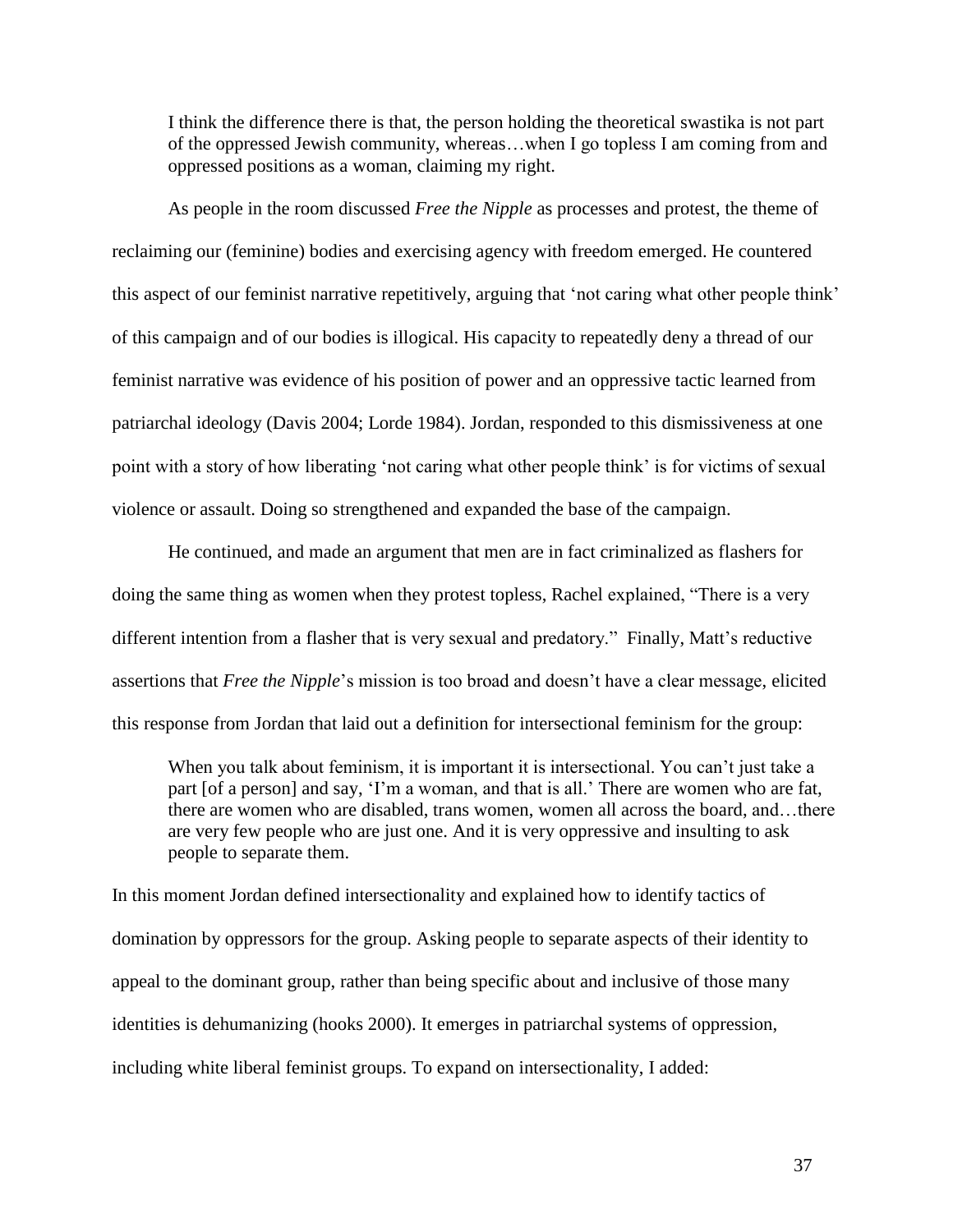> I think the difference there is that, the person holding the theoretical swastika is not part of the oppressed Jewish community, whereas…when I go topless I am coming from and oppressed positions as a woman, claiming my right.

As people in the room discussed *Free the Nipple* as processes and protest, the theme of reclaiming our (feminine) bodies and exercising agency with freedom emerged. He countered this aspect of our feminist narrative repetitively, arguing that 'not caring what other people think' of this campaign and of our bodies is illogical. His capacity to repeatedly deny a thread of our feminist narrative was evidence of his position of power and an oppressive tactic learned from patriarchal ideology (Davis 2004; Lorde 1984). Jordan, responded to this dismissiveness at one point with a story of how liberating 'not caring what other people think' is for victims of sexual violence or assault. Doing so strengthened and expanded the base of the campaign.

He continued, and made an argument that men are in fact criminalized as flashers for doing the same thing as women when they protest topless, Rachel explained, "There is a very different intention from a flasher that is very sexual and predatory." Finally, Matt's reductive assertions that *Free the Nipple*'s mission is too broad and doesn't have a clear message, elicited this response from Jordan that laid out a definition for intersectional feminism for the group:

> When you talk about feminism, it is important it is intersectional. You can't just take a part [of a person] and say, 'I'm a woman, and that is all.' There are women who are fat, there are women who are disabled, trans women, women all across the board, and…there are very few people who are just one. And it is very oppressive and insulting to ask people to separate them.

In this moment Jordan defined intersectionality and explained how to identify tactics of domination by oppressors for the group. Asking people to separate aspects of their identity to appeal to the dominant group, rather than being specific about and inclusive of those many identities is dehumanizing (hooks 2000). It emerges in patriarchal systems of oppression, including white liberal feminist groups. To expand on intersectionality, I added: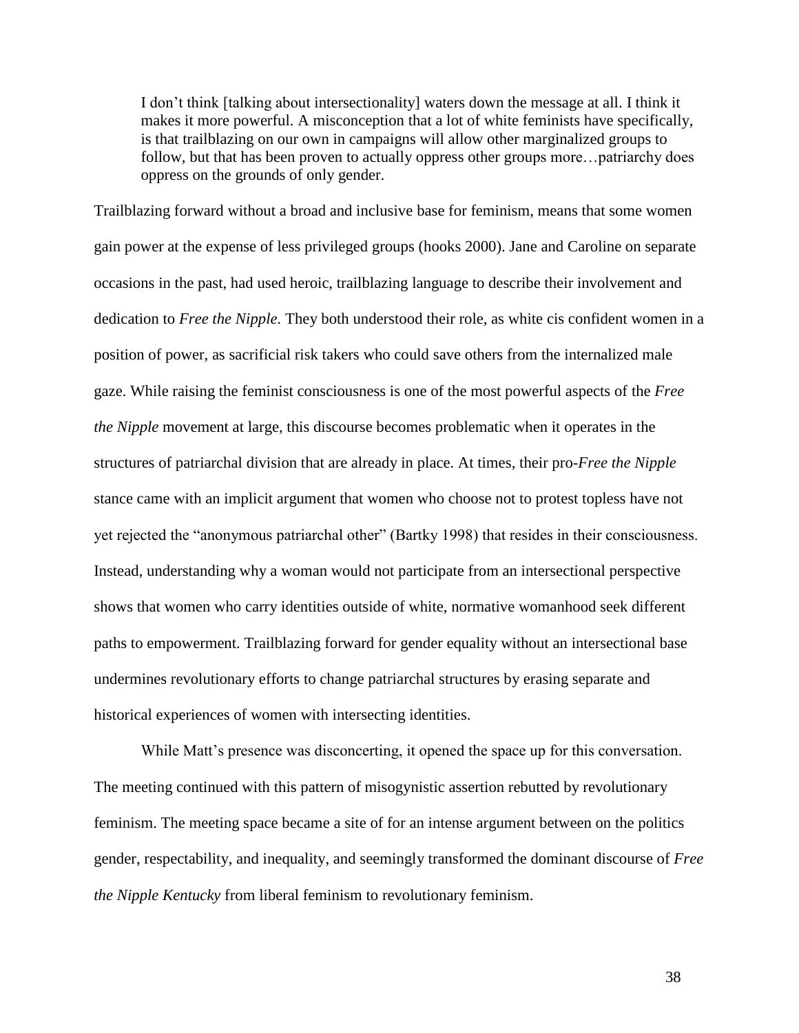> I don't think [talking about intersectionality] waters down the message at all. I think it makes it more powerful. A misconception that a lot of white feminists have specifically, is that trailblazing on our own in campaigns will allow other marginalized groups to follow, but that has been proven to actually oppress other groups more…patriarchy does oppress on the grounds of only gender.

Trailblazing forward without a broad and inclusive base for feminism, means that some women gain power at the expense of less privileged groups (hooks 2000). Jane and Caroline on separate occasions in the past, had used heroic, trailblazing language to describe their involvement and dedication to *Free the Nipple.* They both understood their role, as white cis confident women in a position of power, as sacrificial risk takers who could save others from the internalized male gaze. While raising the feminist consciousness is one of the most powerful aspects of the *Free the Nipple* movement at large, this discourse becomes problematic when it operates in the structures of patriarchal division that are already in place. At times, their pro-*Free the Nipple* stance came with an implicit argument that women who choose not to protest topless have not yet rejected the "anonymous patriarchal other" (Bartky 1998) that resides in their consciousness. Instead, understanding why a woman would not participate from an intersectional perspective shows that women who carry identities outside of white, normative womanhood seek different paths to empowerment. Trailblazing forward for gender equality without an intersectional base undermines revolutionary efforts to change patriarchal structures by erasing separate and historical experiences of women with intersecting identities.

While Matt's presence was disconcerting, it opened the space up for this conversation. The meeting continued with this pattern of misogynistic assertion rebutted by revolutionary feminism. The meeting space became a site of for an intense argument between on the politics gender, respectability, and inequality, and seemingly transformed the dominant discourse of *Free the Nipple Kentucky* from liberal feminism to revolutionary feminism.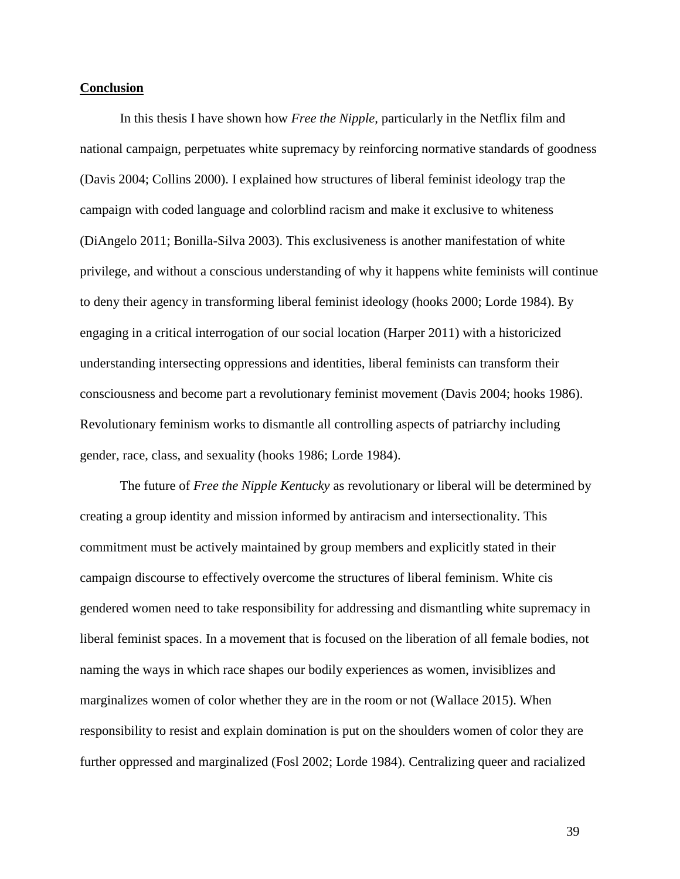**Conclusion**

In this thesis I have shown how *Free the Nipple*, particularly in the Netflix film and national campaign, perpetuates white supremacy by reinforcing normative standards of goodness (Davis 2004; Collins 2000). I explained how structures of liberal feminist ideology trap the campaign with coded language and colorblind racism and make it exclusive to whiteness (DiAngelo 2011; Bonilla-Silva 2003). This exclusiveness is another manifestation of white privilege, and without a conscious understanding of why it happens white feminists will continue to deny their agency in transforming liberal feminist ideology (hooks 2000; Lorde 1984). By engaging in a critical interrogation of our social location (Harper 2011) with a historicized understanding intersecting oppressions and identities, liberal feminists can transform their consciousness and become part a revolutionary feminist movement (Davis 2004; hooks 1986). Revolutionary feminism works to dismantle all controlling aspects of patriarchy including gender, race, class, and sexuality (hooks 1986; Lorde 1984).

The future of *Free the Nipple Kentucky* as revolutionary or liberal will be determined by creating a group identity and mission informed by antiracism and intersectionality. This commitment must be actively maintained by group members and explicitly stated in their campaign discourse to effectively overcome the structures of liberal feminism. White cis gendered women need to take responsibility for addressing and dismantling white supremacy in liberal feminist spaces. In a movement that is focused on the liberation of all female bodies, not naming the ways in which race shapes our bodily experiences as women, invisiblizes and marginalizes women of color whether they are in the room or not (Wallace 2015). When responsibility to resist and explain domination is put on the shoulders women of color they are further oppressed and marginalized (Fosl 2002; Lorde 1984). Centralizing queer and racialized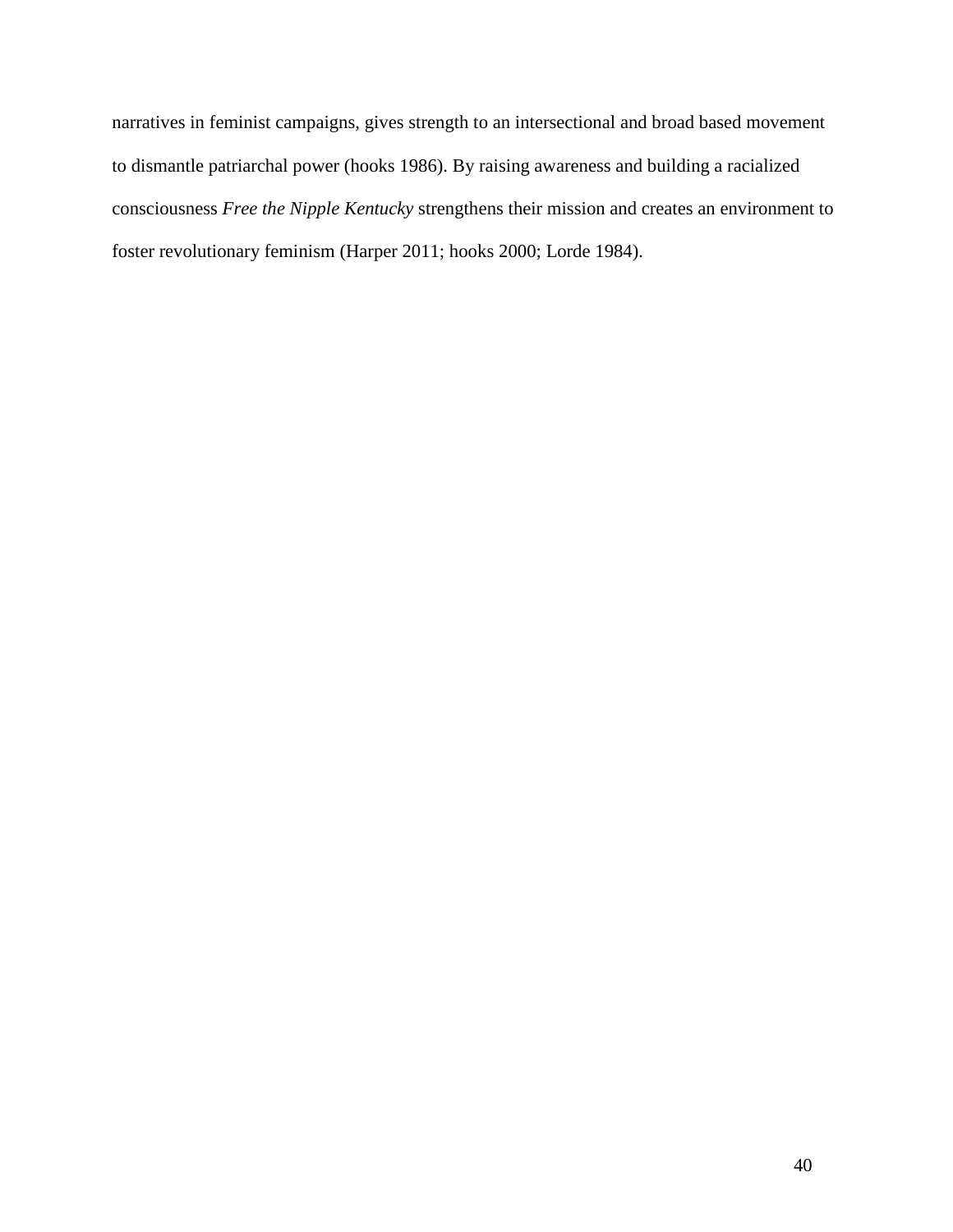narratives in feminist campaigns, gives strength to an intersectional and broad based movement to dismantle patriarchal power (hooks 1986). By raising awareness and building a racialized consciousness *Free the Nipple Kentucky* strengthens their mission and creates an environment to foster revolutionary feminism (Harper 2011; hooks 2000; Lorde 1984).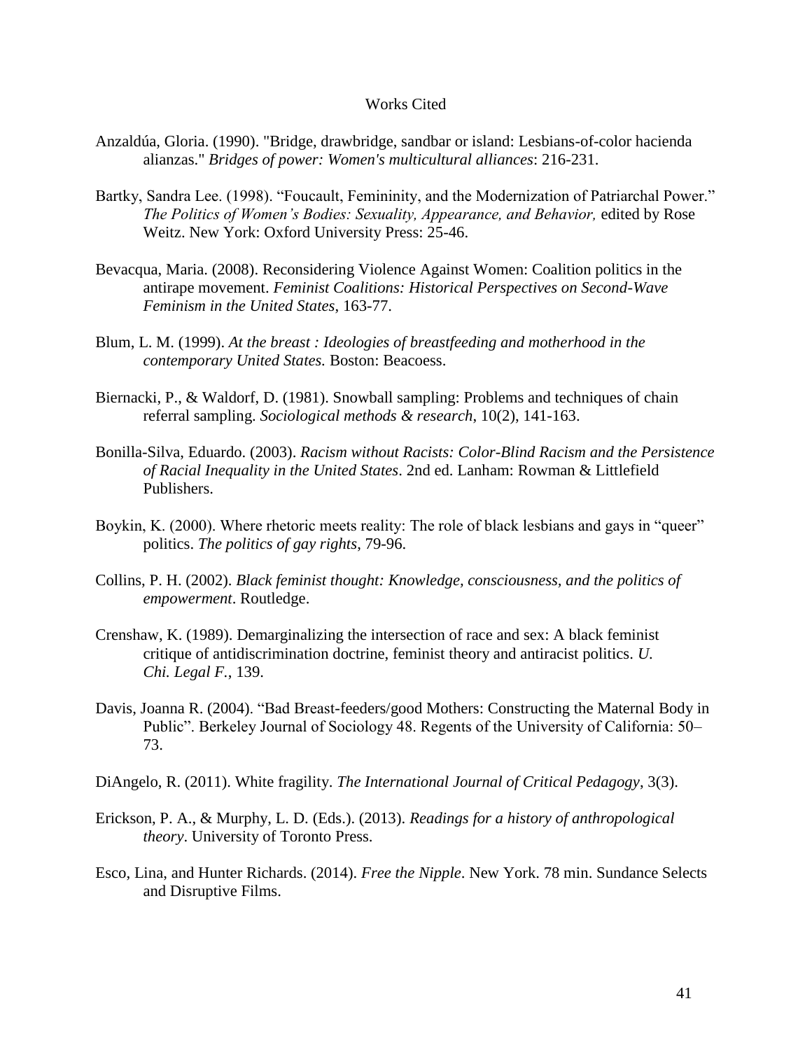# Works Cited

Anzaldúa, Gloria. (1990). "Bridge, drawbridge, sandbar or island: Lesbians-of-color hacienda alianzas." *Bridges of power: Women's multicultural alliances*: 216-231.

Bartky, Sandra Lee. (1998). "Foucault, Femininity, and the Modernization of Patriarchal Power." *The Politics of Women's Bodies: Sexuality, Appearance, and Behavior,* edited by Rose Weitz. New York: Oxford University Press: 25-46.

Bevacqua, Maria. (2008). Reconsidering Violence Against Women: Coalition politics in the antirape movement. *Feminist Coalitions: Historical Perspectives on Second-Wave Feminism in the United States*, 163-77.

Blum, L. M. (1999). *At the breast : Ideologies of breastfeeding and motherhood in the contemporary United States.* Boston: Beacoess.

Biernacki, P., & Waldorf, D. (1981). Snowball sampling: Problems and techniques of chain referral sampling. *Sociological methods & research*, 10(2), 141-163.

Bonilla-Silva, Eduardo. (2003). *Racism without Racists: Color-Blind Racism and the Persistence of Racial Inequality in the United States*. 2nd ed. Lanham: Rowman & Littlefield Publishers.

Boykin, K. (2000). Where rhetoric meets reality: The role of black lesbians and gays in "queer" politics. *The politics of gay rights*, 79-96.

Collins, P. H. (2002). *Black feminist thought: Knowledge, consciousness, and the politics of empowerment*. Routledge.

Crenshaw, K. (1989). Demarginalizing the intersection of race and sex: A black feminist critique of antidiscrimination doctrine, feminist theory and antiracist politics. *U. Chi. Legal F.*, 139.

Davis, Joanna R. (2004). "Bad Breast-feeders/good Mothers: Constructing the Maternal Body in Public". Berkeley Journal of Sociology 48. Regents of the University of California: 50–73.

DiAngelo, R. (2011). White fragility. *The International Journal of Critical Pedagogy*, 3(3).

Erickson, P. A., & Murphy, L. D. (Eds.). (2013). *Readings for a history of anthropological theory*. University of Toronto Press.

Esco, Lina, and Hunter Richards. (2014). *Free the Nipple*. New York. 78 min. Sundance Selects and Disruptive Films.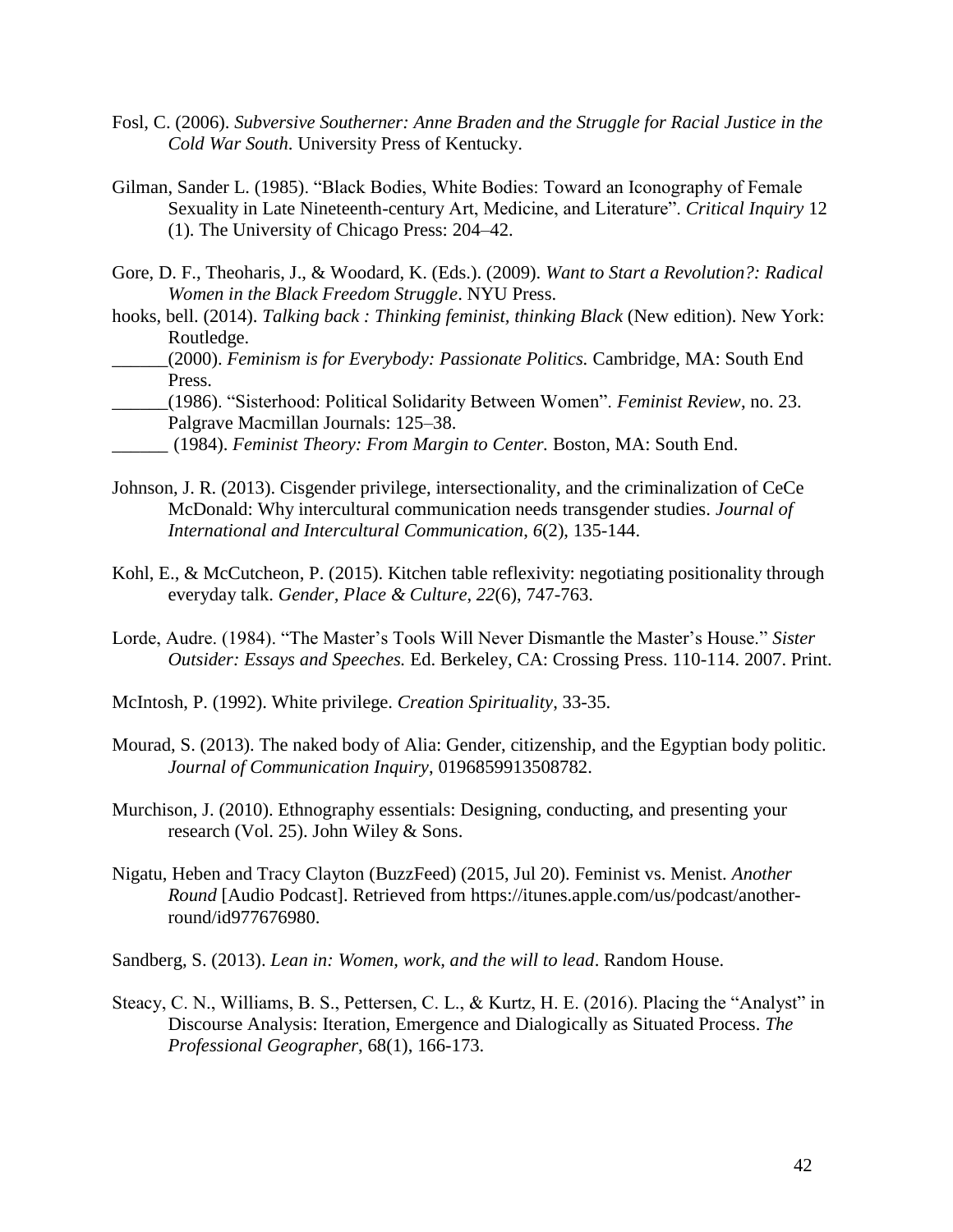Fosl, C. (2006). *Subversive Southerner: Anne Braden and the Struggle for Racial Justice in the Cold War South*. University Press of Kentucky.

Gilman, Sander L. (1985). "Black Bodies, White Bodies: Toward an Iconography of Female Sexuality in Late Nineteenth-century Art, Medicine, and Literature". *Critical Inquiry* 12 (1). The University of Chicago Press: 204–42.

Gore, D. F., Theoharis, J., & Woodard, K. (Eds.). (2009). *Want to Start a Revolution?: Radical Women in the Black Freedom Struggle*. NYU Press.

hooks, bell. (2014). *Talking back : Thinking feminist, thinking Black* (New edition). New York: Routledge.

______(2000). *Feminism is for Everybody: Passionate Politics.* Cambridge, MA: South End Press.

______(1986). "Sisterhood: Political Solidarity Between Women". *Feminist Review*, no. 23. Palgrave Macmillan Journals: 125–38.

______ (1984). *Feminist Theory: From Margin to Center.* Boston, MA: South End.

Johnson, J. R. (2013). Cisgender privilege, intersectionality, and the criminalization of CeCe McDonald: Why intercultural communication needs transgender studies. *Journal of International and Intercultural Communication*, *6*(2), 135-144.

Kohl, E., & McCutcheon, P. (2015). Kitchen table reflexivity: negotiating positionality through everyday talk. *Gender, Place & Culture*, *22*(6), 747-763.

Lorde, Audre. (1984). "The Master's Tools Will Never Dismantle the Master's House." *Sister Outsider: Essays and Speeches.* Ed. Berkeley, CA: Crossing Press. 110-114. 2007. Print.

McIntosh, P. (1992). White privilege. *Creation Spirituality*, 33-35.

Mourad, S. (2013). The naked body of Alia: Gender, citizenship, and the Egyptian body politic. *Journal of Communication Inquiry*, 0196859913508782.

Murchison, J. (2010). Ethnography essentials: Designing, conducting, and presenting your research (Vol. 25). John Wiley & Sons.

Nigatu, Heben and Tracy Clayton (BuzzFeed) (2015, Jul 20). Feminist vs. Menist. *Another Round* [Audio Podcast]. Retrieved from https://itunes.apple.com/us/podcast/another-round/id977676980.

Sandberg, S. (2013). *Lean in: Women, work, and the will to lead*. Random House.

Steacy, C. N., Williams, B. S., Pettersen, C. L., & Kurtz, H. E. (2016). Placing the "Analyst" in Discourse Analysis: Iteration, Emergence and Dialogically as Situated Process. *The Professional Geographer*, 68(1), 166-173.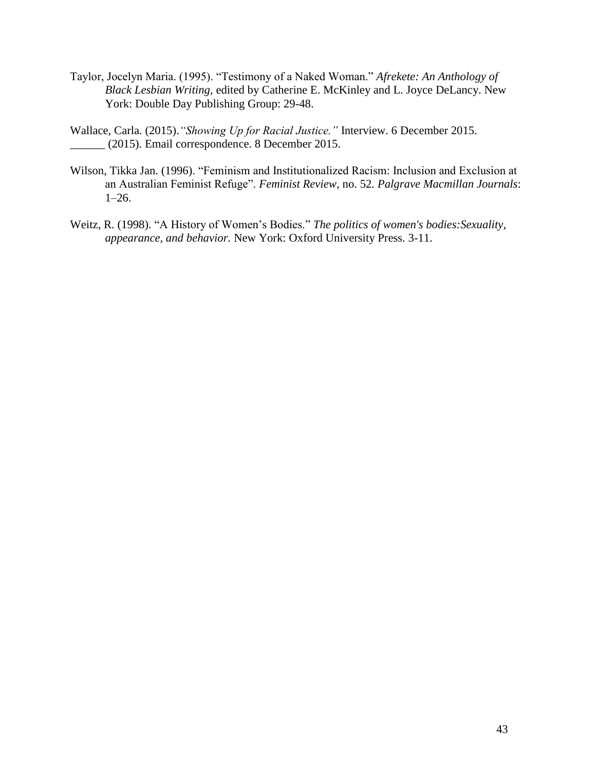Taylor, Jocelyn Maria. (1995). "Testimony of a Naked Woman." *Afrekete: An Anthology of Black Lesbian Writing*, edited by Catherine E. McKinley and L. Joyce DeLancy. New York: Double Day Publishing Group: 29-48.

Wallace, Carla. (2015). *"Showing Up for Racial Justice."* Interview. 6 December 2015.
______ (2015). Email correspondence. 8 December 2015.

Wilson, Tikka Jan. (1996). "Feminism and Institutionalized Racism: Inclusion and Exclusion at an Australian Feminist Refuge". *Feminist Review*, no. 52. *Palgrave Macmillan Journals*: 1–26.

Weitz, R. (1998). "A History of Women's Bodies." *The politics of women's bodies:Sexuality, appearance, and behavior*. New York: Oxford University Press. 3-11.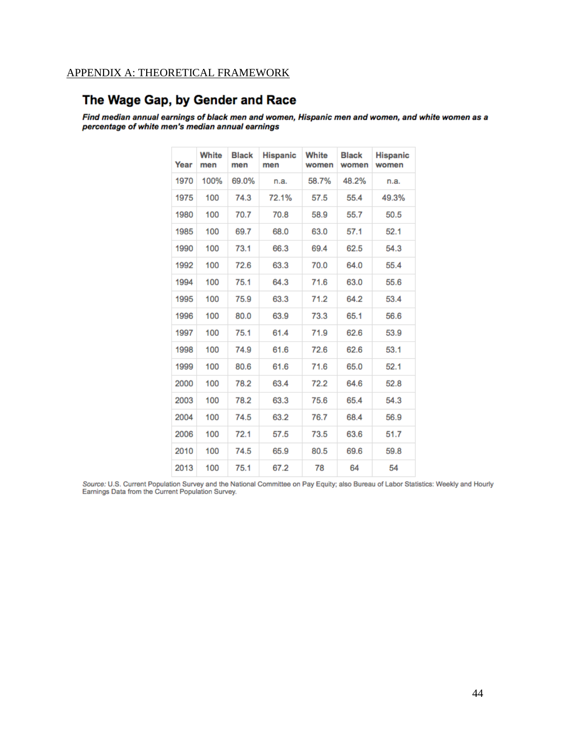APPENDIX A: THEORETICAL FRAMEWORK

## The Wage Gap, by Gender and Race

***Find median annual earnings of black men and women, Hispanic men and women, and white women as a percentage of white men's median annual earnings***

| Year | White men | Black men | Hispanic men | White women | Black women | Hispanic women |
|---|---|---|---|---|---|---|
| 1970 | 100% | 69.0% | n.a. | 58.7% | 48.2% | n.a. |
| 1975 | 100 | 74.3 | 72.1% | 57.5 | 55.4 | 49.3% |
| 1980 | 100 | 70.7 | 70.8 | 58.9 | 55.7 | 50.5 |
| 1985 | 100 | 69.7 | 68.0 | 63.0 | 57.1 | 52.1 |
| 1990 | 100 | 73.1 | 66.3 | 69.4 | 62.5 | 54.3 |
| 1992 | 100 | 72.6 | 63.3 | 70.0 | 64.0 | 55.4 |
| 1994 | 100 | 75.1 | 64.3 | 71.6 | 63.0 | 55.6 |
| 1995 | 100 | 75.9 | 63.3 | 71.2 | 64.2 | 53.4 |
| 1996 | 100 | 80.0 | 63.9 | 73.3 | 65.1 | 56.6 |
| 1997 | 100 | 75.1 | 61.4 | 71.9 | 62.6 | 53.9 |
| 1998 | 100 | 74.9 | 61.6 | 72.6 | 62.6 | 53.1 |
| 1999 | 100 | 80.6 | 61.6 | 71.6 | 65.0 | 52.1 |
| 2000 | 100 | 78.2 | 63.4 | 72.2 | 64.6 | 52.8 |
| 2003 | 100 | 78.2 | 63.3 | 75.6 | 65.4 | 54.3 |
| 2004 | 100 | 74.5 | 63.2 | 76.7 | 68.4 | 56.9 |
| 2006 | 100 | 72.1 | 57.5 | 73.5 | 63.6 | 51.7 |
| 2010 | 100 | 74.5 | 65.9 | 80.5 | 69.6 | 59.8 |
| 2013 | 100 | 75.1 | 67.2 | 78 | 64 | 54 |

*Source:* U.S. Current Population Survey and the National Committee on Pay Equity; also Bureau of Labor Statistics: Weekly and Hourly Earnings Data from the Current Population Survey.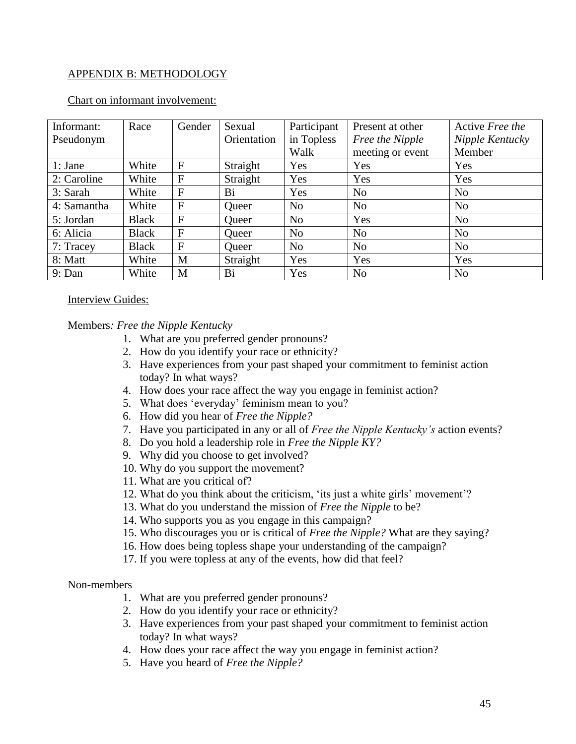APPENDIX B: METHODOLOGY

Chart on informant involvement:

| Informant: Pseudonym | Race | Gender | Sexual Orientation | Participant in Topless Walk | Present at other *Free the Nipple* meeting or event | Active *Free the Nipple Kentucky* Member |
|---|---|---|---|---|---|---|
| 1: Jane | White | F | Straight | Yes | Yes | Yes |
| 2: Caroline | White | F | Straight | Yes | Yes | Yes |
| 3: Sarah | White | F | Bi | Yes | No | No |
| 4: Samantha | White | F | Queer | No | No | No |
| 5: Jordan | Black | F | Queer | No | Yes | No |
| 6: Alicia | Black | F | Queer | No | No | No |
| 7: Tracey | Black | F | Queer | No | No | No |
| 8: Matt | White | M | Straight | Yes | Yes | Yes |
| 9: Dan | White | M | Bi | Yes | No | No |

Interview Guides:

Members*: Free the Nipple Kentucky*

1. What are you preferred gender pronouns?
2. How do you identify your race or ethnicity?
3. Have experiences from your past shaped your commitment to feminist action today? In what ways?
4. How does your race affect the way you engage in feminist action?
5. What does 'everyday' feminism mean to you?
6. How did you hear of *Free the Nipple?*
7. Have you participated in any or all of *Free the Nipple Kentucky's* action events?
8. Do you hold a leadership role in *Free the Nipple KY?*
9. Why did you choose to get involved?
10. Why do you support the movement?
11. What are you critical of?
12. What do you think about the criticism, 'its just a white girls' movement'?
13. What do you understand the mission of *Free the Nipple* to be?
14. Who supports you as you engage in this campaign?
15. Who discourages you or is critical of *Free the Nipple?* What are they saying?
16. How does being topless shape your understanding of the campaign?
17. If you were topless at any of the events, how did that feel?

Non-members

1. What are you preferred gender pronouns?
2. How do you identify your race or ethnicity?
3. Have experiences from your past shaped your commitment to feminist action today? In what ways?
4. How does your race affect the way you engage in feminist action?
5. Have you heard of *Free the Nipple?*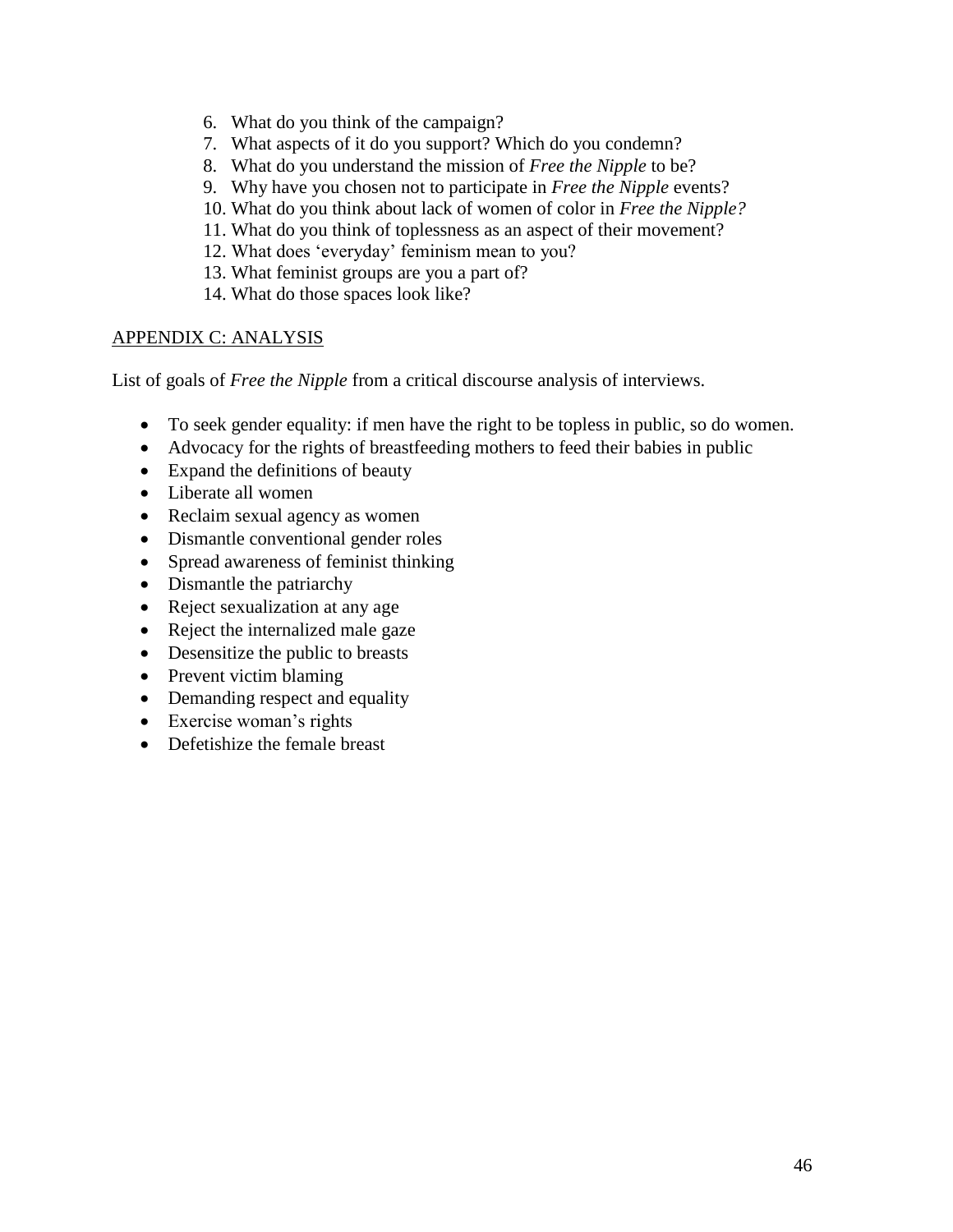6. What do you think of the campaign?
7. What aspects of it do you support? Which do you condemn?
8. What do you understand the mission of *Free the Nipple* to be?
9. Why have you chosen not to participate in *Free the Nipple* events?
10. What do you think about lack of women of color in *Free the Nipple?*
11. What do you think of toplessness as an aspect of their movement?
12. What does 'everyday' feminism mean to you?
13. What feminist groups are you a part of?
14. What do those spaces look like?

## APPENDIX C: ANALYSIS

List of goals of *Free the Nipple* from a critical discourse analysis of interviews.

- To seek gender equality: if men have the right to be topless in public, so do women.
- Advocacy for the rights of breastfeeding mothers to feed their babies in public
- Expand the definitions of beauty
- Liberate all women
- Reclaim sexual agency as women
- Dismantle conventional gender roles
- Spread awareness of feminist thinking
- Dismantle the patriarchy
- Reject sexualization at any age
- Reject the internalized male gaze
- Desensitize the public to breasts
- Prevent victim blaming
- Demanding respect and equality
- Exercise woman's rights
- Defetishize the female breast